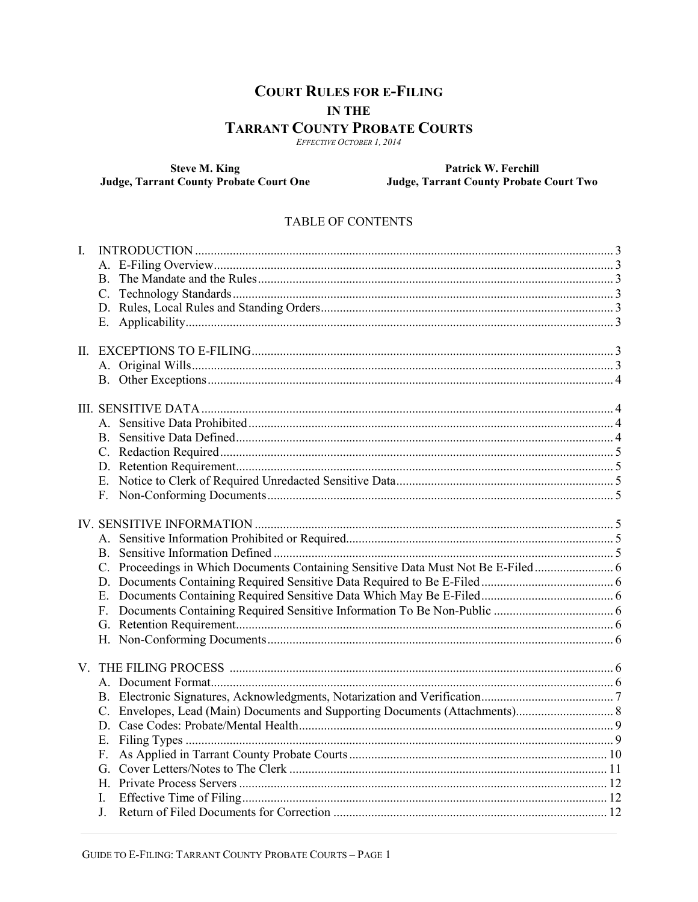# COURT RULES FOR E-FILING IN THE TARRANT COUNTY PROBATE COURTS

*EFFECTIVE OCTOBER 1, 2014*

**Steve M. King**
**Judge, Tarrant County Probate Court One**

**Patrick W. Ferchill**
**Judge, Tarrant County Probate Court Two**

## TABLE OF CONTENTS

I. INTRODUCTION .................................................................. 3
- A. E-Filing Overview .................................................................. 3
- B. The Mandate and the Rules .................................................................. 3
- C. Technology Standards .................................................................. 3
- D. Rules, Local Rules and Standing Orders .................................................................. 3
- E. Applicability .................................................................. 3

II. EXCEPTIONS TO E-FILING .................................................................. 3
- A. Original Wills .................................................................. 3
- B. Other Exceptions .................................................................. 4

III. SENSITIVE DATA .................................................................. 4
- A. Sensitive Data Prohibited .................................................................. 4
- B. Sensitive Data Defined .................................................................. 4
- C. Redaction Required .................................................................. 5
- D. Retention Requirement .................................................................. 5
- E. Notice to Clerk of Required Unredacted Sensitive Data .................................................................. 5
- F. Non-Conforming Documents .................................................................. 5

IV. SENSITIVE INFORMATION .................................................................. 5
- A. Sensitive Information Prohibited or Required .................................................................. 5
- B. Sensitive Information Defined .................................................................. 5
- C. Proceedings in Which Documents Containing Sensitive Data Must Not Be E-Filed .................................................................. 6
- D. Documents Containing Required Sensitive Data Required to Be E-Filed .................................................................. 6
- E. Documents Containing Required Sensitive Data Which May Be E-Filed .................................................................. 6
- F. Documents Containing Required Sensitive Information To Be Non-Public .................................................................. 6
- G. Retention Requirement .................................................................. 6
- H. Non-Conforming Documents .................................................................. 6

V. THE FILING PROCESS .................................................................. 6
- A. Document Format .................................................................. 6
- B. Electronic Signatures, Acknowledgments, Notarization and Verification .................................................................. 7
- C. Envelopes, Lead (Main) Documents and Supporting Documents (Attachments) .................................................................. 8
- D. Case Codes: Probate/Mental Health .................................................................. 9
- E. Filing Types .................................................................. 9
- F. As Applied in Tarrant County Probate Courts .................................................................. 10
- G. Cover Letters/Notes to The Clerk .................................................................. 11
- H. Private Process Servers .................................................................. 12
- I. Effective Time of Filing .................................................................. 12
- J. Return of Filed Documents for Correction .................................................................. 12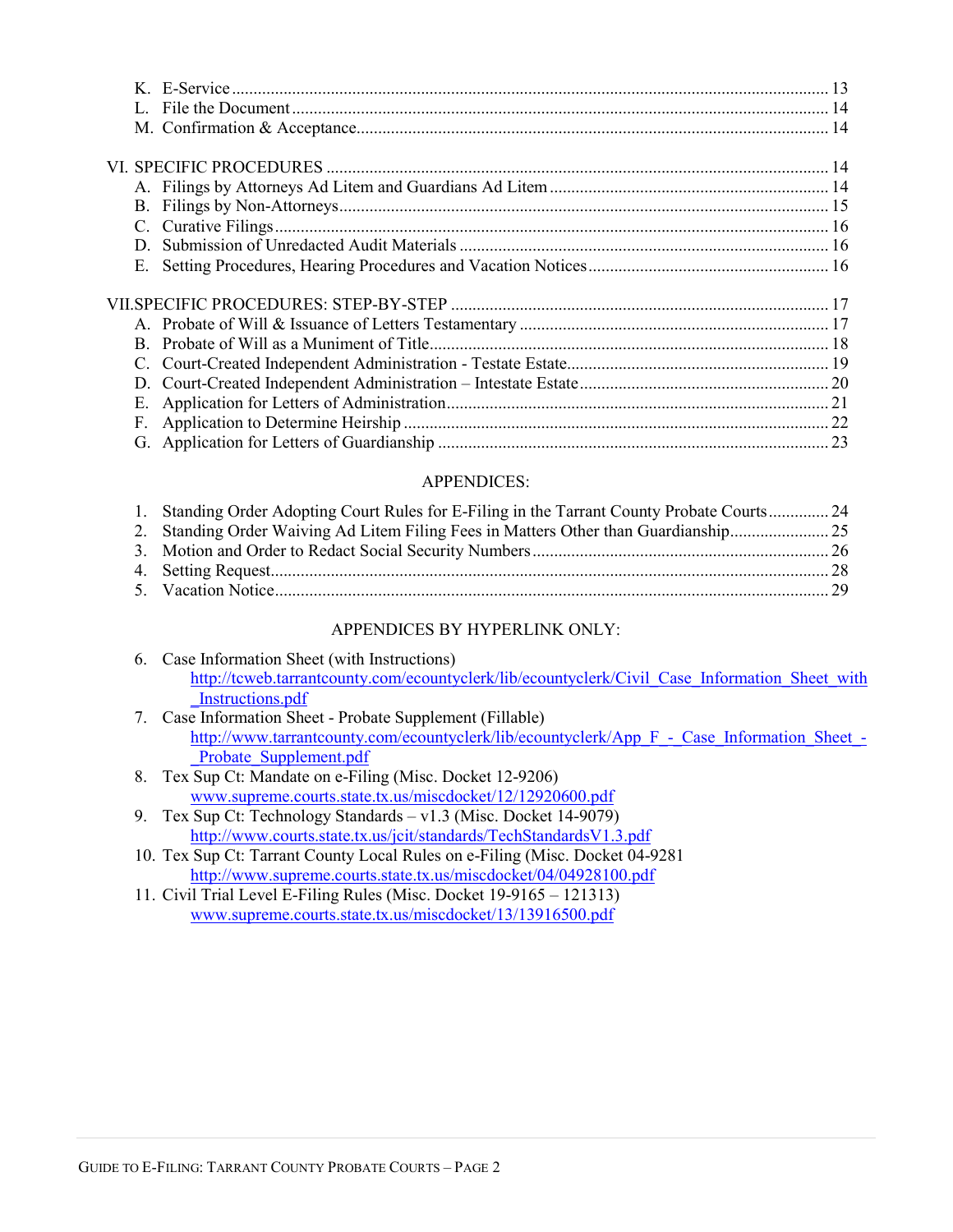K. E-Service ........................................................................................................................ 13
L. File the Document ......................................................................................................... 14
M. Confirmation & Acceptance........................................................................................... 14

VI. SPECIFIC PROCEDURES ................................................................................................. 14
A. Filings by Attorneys Ad Litem and Guardians Ad Litem ................................................ 14
B. Filings by Non-Attorneys ............................................................................................... 15
C. Curative Filings .............................................................................................................. 16
D. Submission of Unredacted Audit Materials .................................................................... 16
E. Setting Procedures, Hearing Procedures and Vacation Notices ....................................... 16

VII. SPECIFIC PROCEDURES: STEP-BY-STEP ..................................................................... 17
A. Probate of Will & Issuance of Letters Testamentary ...................................................... 17
B. Probate of Will as a Muniment of Title........................................................................... 18
C. Court-Created Independent Administration - Testate Estate........................................... 19
D. Court-Created Independent Administration – Intestate Estate ........................................ 20
E. Application for Letters of Administration....................................................................... 21
F. Application to Determine Heirship ................................................................................. 22
G. Application for Letters of Guardianship ......................................................................... 23

APPENDICES:

1. Standing Order Adopting Court Rules for E-Filing in the Tarrant County Probate Courts ............. 24
2. Standing Order Waiving Ad Litem Filing Fees in Matters Other than Guardianship...................... 25
3. Motion and Order to Redact Social Security Numbers ................................................................... 26
4. Setting Request................................................................................................................................ 28
5. Vacation Notice............................................................................................................................... 29

APPENDICES BY HYPERLINK ONLY:

6. Case Information Sheet (with Instructions)
   http://tcweb.tarrantcounty.com/ecountyclerk/lib/ecountyclerk/Civil_Case_Information_Sheet_with_Instructions.pdf
7. Case Information Sheet - Probate Supplement (Fillable)
   http://www.tarrantcounty.com/ecountyclerk/lib/ecountyclerk/App_F_-_Case_Information_Sheet_-_Probate_Supplement.pdf
8. Tex Sup Ct: Mandate on e-Filing (Misc. Docket 12-9206)
   www.supreme.courts.state.tx.us/miscdocket/12/12920600.pdf
9. Tex Sup Ct: Technology Standards – v1.3 (Misc. Docket 14-9079)
   http://www.courts.state.tx.us/jcit/standards/TechStandardsV1.3.pdf
10. Tex Sup Ct: Tarrant County Local Rules on e-Filing (Misc. Docket 04-9281
    http://www.supreme.courts.state.tx.us/miscdocket/04/04928100.pdf
11. Civil Trial Level E-Filing Rules (Misc. Docket 19-9165 – 121313)
    www.supreme.courts.state.tx.us/miscdocket/13/13916500.pdf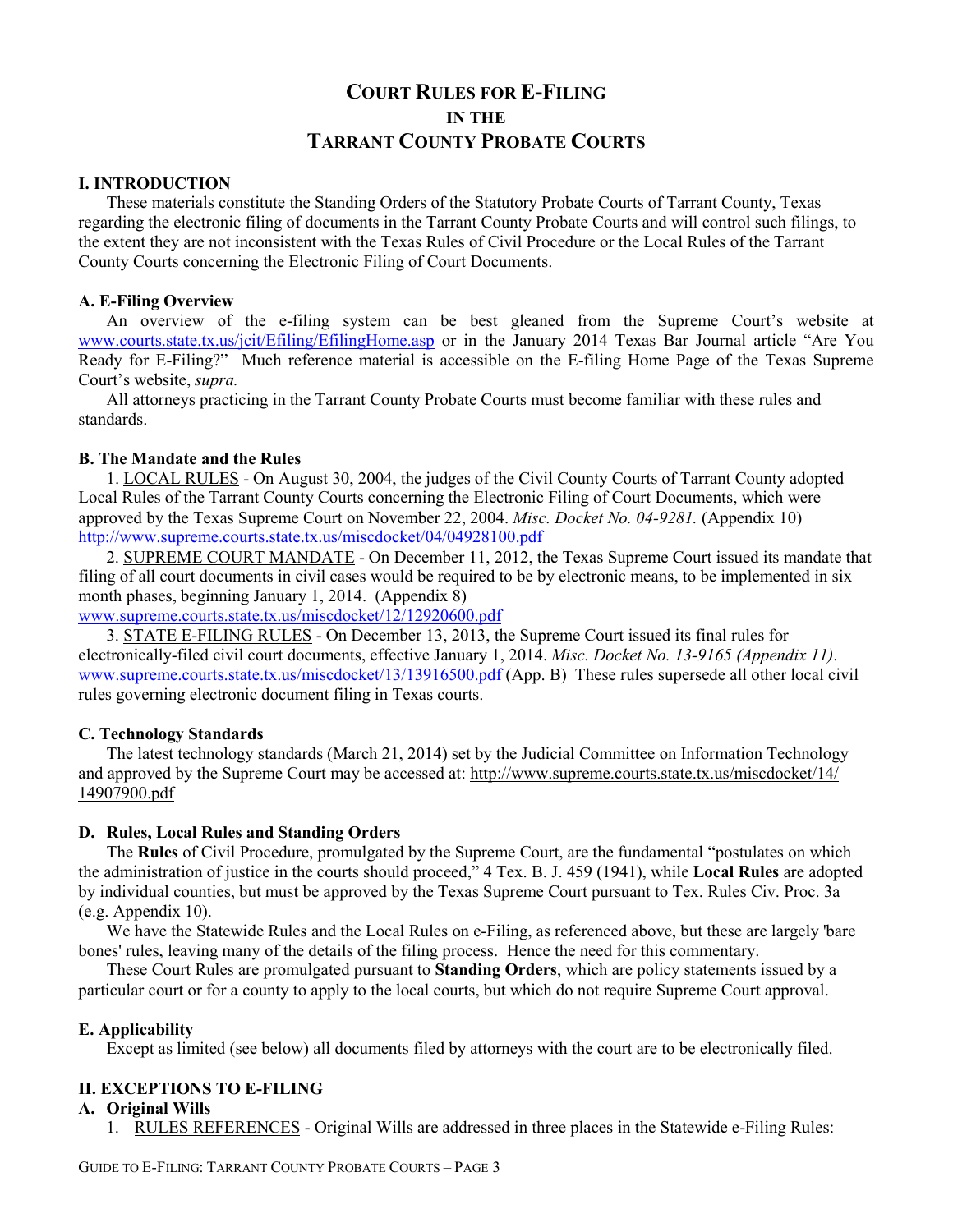# COURT RULES FOR E-FILING IN THE TARRANT COUNTY PROBATE COURTS

## I. INTRODUCTION

These materials constitute the Standing Orders of the Statutory Probate Courts of Tarrant County, Texas regarding the electronic filing of documents in the Tarrant County Probate Courts and will control such filings, to the extent they are not inconsistent with the Texas Rules of Civil Procedure or the Local Rules of the Tarrant County Courts concerning the Electronic Filing of Court Documents.

### A. E-Filing Overview

An overview of the e-filing system can be best gleaned from the Supreme Court's website at www.courts.state.tx.us/jcit/Efiling/EfilingHome.asp or in the January 2014 Texas Bar Journal article "Are You Ready for E-Filing?" Much reference material is accessible on the E-filing Home Page of the Texas Supreme Court's website, *supra.*

All attorneys practicing in the Tarrant County Probate Courts must become familiar with these rules and standards.

### B. The Mandate and the Rules

1. LOCAL RULES - On August 30, 2004, the judges of the Civil County Courts of Tarrant County adopted Local Rules of the Tarrant County Courts concerning the Electronic Filing of Court Documents, which were approved by the Texas Supreme Court on November 22, 2004. *Misc. Docket No. 04-9281.* (Appendix 10) http://www.supreme.courts.state.tx.us/miscdocket/04/04928100.pdf

2. SUPREME COURT MANDATE - On December 11, 2012, the Texas Supreme Court issued its mandate that filing of all court documents in civil cases would be required to be by electronic means, to be implemented in six month phases, beginning January 1, 2014. (Appendix 8) www.supreme.courts.state.tx.us/miscdocket/12/12920600.pdf

3. STATE E-FILING RULES - On December 13, 2013, the Supreme Court issued its final rules for electronically-filed civil court documents, effective January 1, 2014. *Misc. Docket No. 13-9165 (Appendix 11)*. www.supreme.courts.state.tx.us/miscdocket/13/13916500.pdf (App. B) These rules supersede all other local civil rules governing electronic document filing in Texas courts.

### C. Technology Standards

The latest technology standards (March 21, 2014) set by the Judicial Committee on Information Technology and approved by the Supreme Court may be accessed at: http://www.supreme.courts.state.tx.us/miscdocket/14/14907900.pdf

### D. Rules, Local Rules and Standing Orders

The **Rules** of Civil Procedure, promulgated by the Supreme Court, are the fundamental "postulates on which the administration of justice in the courts should proceed," 4 Tex. B. J. 459 (1941), while **Local Rules** are adopted by individual counties, but must be approved by the Texas Supreme Court pursuant to Tex. Rules Civ. Proc. 3a (e.g. Appendix 10).

We have the Statewide Rules and the Local Rules on e-Filing, as referenced above, but these are largely 'bare bones' rules, leaving many of the details of the filing process. Hence the need for this commentary.

These Court Rules are promulgated pursuant to **Standing Orders**, which are policy statements issued by a particular court or for a county to apply to the local courts, but which do not require Supreme Court approval.

### E. Applicability

Except as limited (see below) all documents filed by attorneys with the court are to be electronically filed.

## II. EXCEPTIONS TO E-FILING

### A. Original Wills

1. RULES REFERENCES - Original Wills are addressed in three places in the Statewide e-Filing Rules: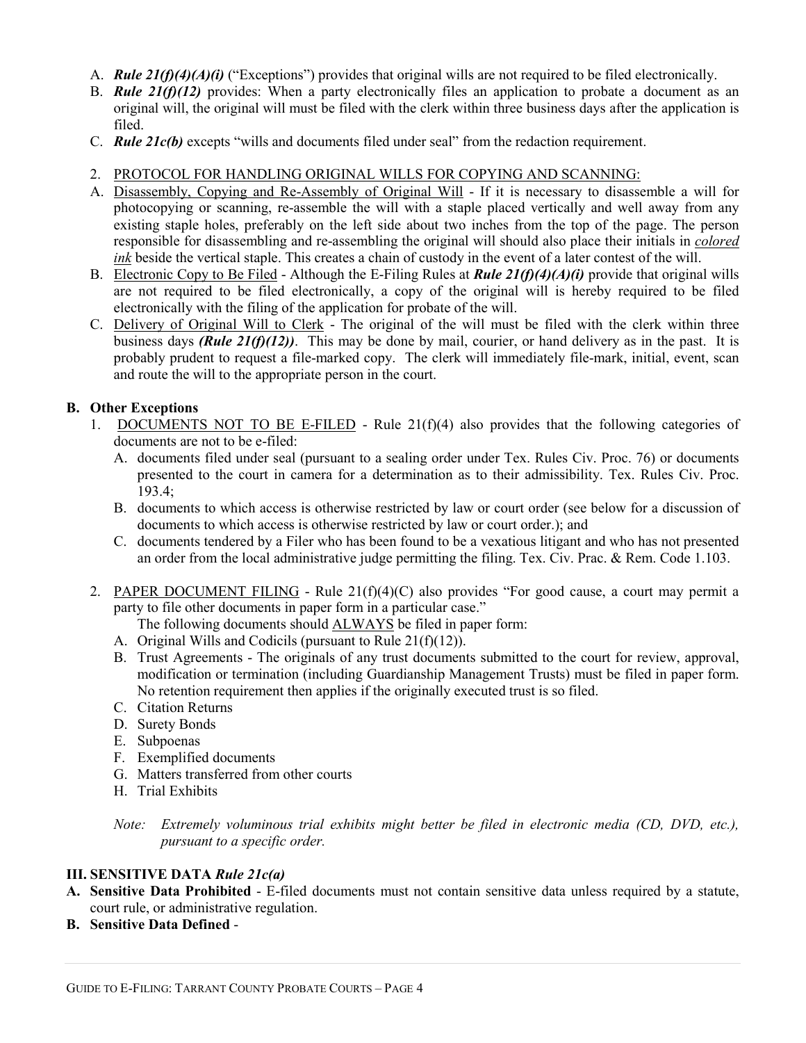A. ***Rule 21(f)(4)(A)(i)*** ("Exceptions") provides that original wills are not required to be filed electronically.
B. ***Rule 21(f)(12)*** provides: When a party electronically files an application to probate a document as an original will, the original will must be filed with the clerk within three business days after the application is filed.
C. ***Rule 21c(b)*** excepts "wills and documents filed under seal" from the redaction requirement.

2. PROTOCOL FOR HANDLING ORIGINAL WILLS FOR COPYING AND SCANNING:

A. Disassembly, Copying and Re-Assembly of Original Will - If it is necessary to disassemble a will for photocopying or scanning, re-assemble the will with a staple placed vertically and well away from any existing staple holes, preferably on the left side about two inches from the top of the page. The person responsible for disassembling and re-assembling the original will should also place their initials in *colored ink* beside the vertical staple. This creates a chain of custody in the event of a later contest of the will.
B. Electronic Copy to Be Filed - Although the E-Filing Rules at ***Rule 21(f)(4)(A)(i)*** provide that original wills are not required to be filed electronically, a copy of the original will is hereby required to be filed electronically with the filing of the application for probate of the will.
C. Delivery of Original Will to Clerk - The original of the will must be filed with the clerk within three business days ***(Rule 21(f)(12))***. This may be done by mail, courier, or hand delivery as in the past. It is probably prudent to request a file-marked copy. The clerk will immediately file-mark, initial, event, scan and route the will to the appropriate person in the court.

### B. Other Exceptions

1. DOCUMENTS NOT TO BE E-FILED - Rule 21(f)(4) also provides that the following categories of documents are not to be e-filed:
   A. documents filed under seal (pursuant to a sealing order under Tex. Rules Civ. Proc. 76) or documents presented to the court in camera for a determination as to their admissibility. Tex. Rules Civ. Proc. 193.4;
   B. documents to which access is otherwise restricted by law or court order (see below for a discussion of documents to which access is otherwise restricted by law or court order.); and
   C. documents tendered by a Filer who has been found to be a vexatious litigant and who has not presented an order from the local administrative judge permitting the filing. Tex. Civ. Prac. & Rem. Code 1.103.

2. PAPER DOCUMENT FILING - Rule 21(f)(4)(C) also provides "For good cause, a court may permit a party to file other documents in paper form in a particular case."

   The following documents should ALWAYS be filed in paper form:
   A. Original Wills and Codicils (pursuant to Rule 21(f)(12)).
   B. Trust Agreements - The originals of any trust documents submitted to the court for review, approval, modification or termination (including Guardianship Management Trusts) must be filed in paper form. No retention requirement then applies if the originally executed trust is so filed.
   C. Citation Returns
   D. Surety Bonds
   E. Subpoenas
   F. Exemplified documents
   G. Matters transferred from other courts
   H. Trial Exhibits

   *Note: Extremely voluminous trial exhibits might better be filed in electronic media (CD, DVD, etc.), pursuant to a specific order.*

## III. SENSITIVE DATA *Rule 21c(a)*

**A. Sensitive Data Prohibited** - E-filed documents must not contain sensitive data unless required by a statute, court rule, or administrative regulation.

**B. Sensitive Data Defined** -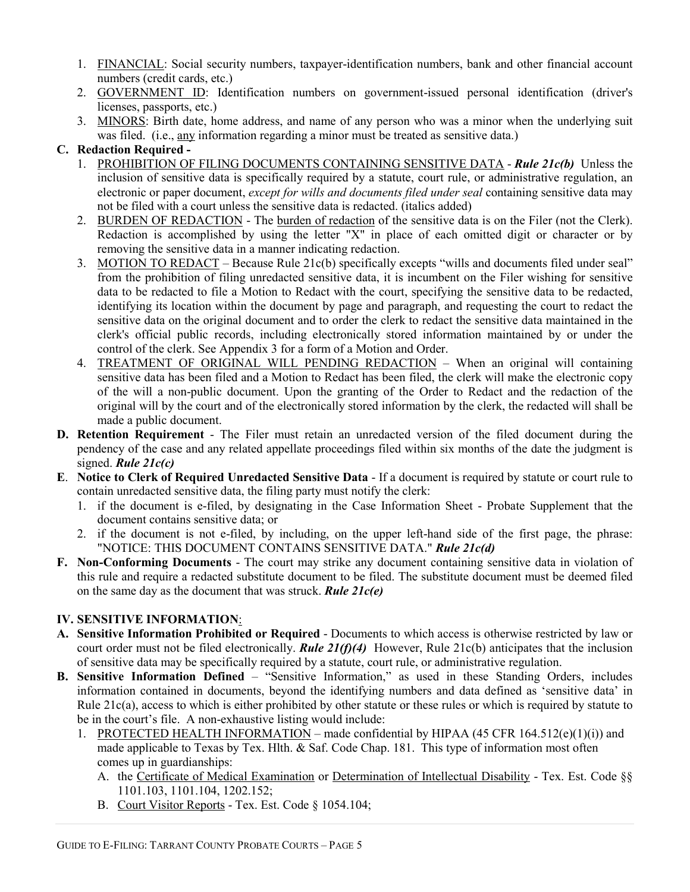1. FINANCIAL: Social security numbers, taxpayer-identification numbers, bank and other financial account numbers (credit cards, etc.)
2. GOVERNMENT ID: Identification numbers on government-issued personal identification (driver's licenses, passports, etc.)
3. MINORS: Birth date, home address, and name of any person who was a minor when the underlying suit was filed. (i.e., any information regarding a minor must be treated as sensitive data.)

**C. Redaction Required -**

1. PROHIBITION OF FILING DOCUMENTS CONTAINING SENSITIVE DATA - ***Rule 21c(b)*** Unless the inclusion of sensitive data is specifically required by a statute, court rule, or administrative regulation, an electronic or paper document, *except for wills and documents filed under seal* containing sensitive data may not be filed with a court unless the sensitive data is redacted. (italics added)
2. BURDEN OF REDACTION - The burden of redaction of the sensitive data is on the Filer (not the Clerk). Redaction is accomplished by using the letter "X" in place of each omitted digit or character or by removing the sensitive data in a manner indicating redaction.
3. MOTION TO REDACT – Because Rule 21c(b) specifically excepts "wills and documents filed under seal" from the prohibition of filing unredacted sensitive data, it is incumbent on the Filer wishing for sensitive data to be redacted to file a Motion to Redact with the court, specifying the sensitive data to be redacted, identifying its location within the document by page and paragraph, and requesting the court to redact the sensitive data on the original document and to order the clerk to redact the sensitive data maintained in the clerk's official public records, including electronically stored information maintained by or under the control of the clerk. See Appendix 3 for a form of a Motion and Order.
4. TREATMENT OF ORIGINAL WILL PENDING REDACTION – When an original will containing sensitive data has been filed and a Motion to Redact has been filed, the clerk will make the electronic copy of the will a non-public document. Upon the granting of the Order to Redact and the redaction of the original will by the court and of the electronically stored information by the clerk, the redacted will shall be made a public document.

**D. Retention Requirement** - The Filer must retain an unredacted version of the filed document during the pendency of the case and any related appellate proceedings filed within six months of the date the judgment is signed. ***Rule 21c(c)***

**E. Notice to Clerk of Required Unredacted Sensitive Data** - If a document is required by statute or court rule to contain unredacted sensitive data, the filing party must notify the clerk:

1. if the document is e-filed, by designating in the Case Information Sheet - Probate Supplement that the document contains sensitive data; or
2. if the document is not e-filed, by including, on the upper left-hand side of the first page, the phrase: "NOTICE: THIS DOCUMENT CONTAINS SENSITIVE DATA." ***Rule 21c(d)***

**F. Non-Conforming Documents** - The court may strike any document containing sensitive data in violation of this rule and require a redacted substitute document to be filed. The substitute document must be deemed filed on the same day as the document that was struck. ***Rule 21c(e)***

## IV. SENSITIVE INFORMATION:

**A. Sensitive Information Prohibited or Required** - Documents to which access is otherwise restricted by law or court order must not be filed electronically. ***Rule 21(f)(4)*** However, Rule 21c(b) anticipates that the inclusion of sensitive data may be specifically required by a statute, court rule, or administrative regulation.

**B. Sensitive Information Defined** – "Sensitive Information," as used in these Standing Orders, includes information contained in documents, beyond the identifying numbers and data defined as 'sensitive data' in Rule 21c(a), access to which is either prohibited by other statute or these rules or which is required by statute to be in the court's file. A non-exhaustive listing would include:

1. PROTECTED HEALTH INFORMATION – made confidential by HIPAA (45 CFR 164.512(e)(1)(i)) and made applicable to Texas by Tex. Hlth. & Saf. Code Chap. 181. This type of information most often comes up in guardianships:
   A. the Certificate of Medical Examination or Determination of Intellectual Disability - Tex. Est. Code §§ 1101.103, 1101.104, 1202.152;
   B. Court Visitor Reports - Tex. Est. Code § 1054.104;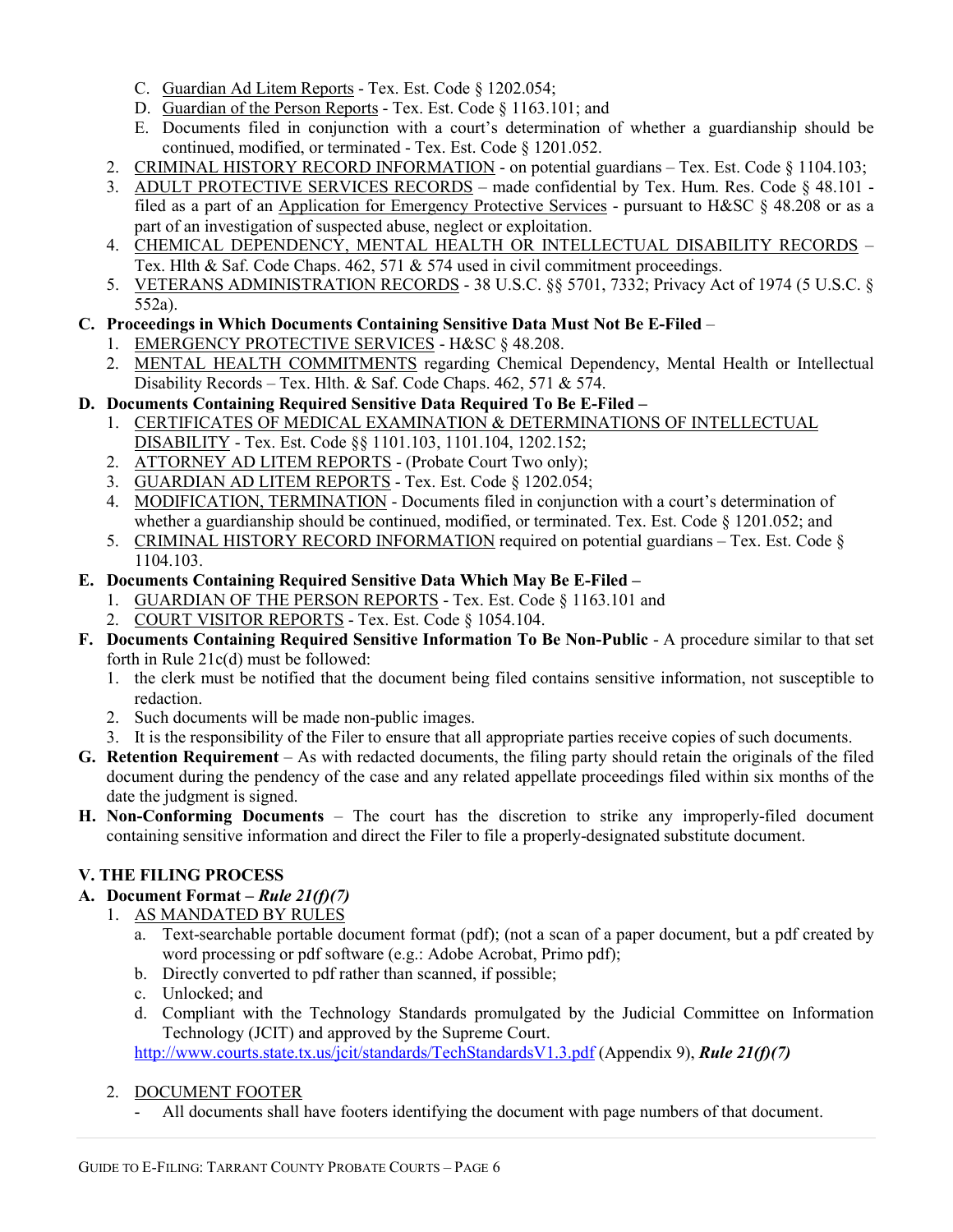C. Guardian Ad Litem Reports - Tex. Est. Code § 1202.054;
   D. Guardian of the Person Reports - Tex. Est. Code § 1163.101; and
   E. Documents filed in conjunction with a court's determination of whether a guardianship should be continued, modified, or terminated - Tex. Est. Code § 1201.052.
2. CRIMINAL HISTORY RECORD INFORMATION - on potential guardians – Tex. Est. Code § 1104.103;
3. ADULT PROTECTIVE SERVICES RECORDS – made confidential by Tex. Hum. Res. Code § 48.101 - filed as a part of an Application for Emergency Protective Services - pursuant to H&SC § 48.208 or as a part of an investigation of suspected abuse, neglect or exploitation.
4. CHEMICAL DEPENDENCY, MENTAL HEALTH OR INTELLECTUAL DISABILITY RECORDS – Tex. Hlth & Saf. Code Chaps. 462, 571 & 574 used in civil commitment proceedings.
5. VETERANS ADMINISTRATION RECORDS - 38 U.S.C. §§ 5701, 7332; Privacy Act of 1974 (5 U.S.C. § 552a).

**C. Proceedings in Which Documents Containing Sensitive Data Must Not Be E-Filed** –
1. EMERGENCY PROTECTIVE SERVICES - H&SC § 48.208.
2. MENTAL HEALTH COMMITMENTS regarding Chemical Dependency, Mental Health or Intellectual Disability Records – Tex. Hlth. & Saf. Code Chaps. 462, 571 & 574.

**D. Documents Containing Required Sensitive Data Required To Be E-Filed –**
1. CERTIFICATES OF MEDICAL EXAMINATION & DETERMINATIONS OF INTELLECTUAL DISABILITY - Tex. Est. Code §§ 1101.103, 1101.104, 1202.152;
2. ATTORNEY AD LITEM REPORTS - (Probate Court Two only);
3. GUARDIAN AD LITEM REPORTS - Tex. Est. Code § 1202.054;
4. MODIFICATION, TERMINATION - Documents filed in conjunction with a court's determination of whether a guardianship should be continued, modified, or terminated. Tex. Est. Code § 1201.052; and
5. CRIMINAL HISTORY RECORD INFORMATION required on potential guardians – Tex. Est. Code § 1104.103.

**E. Documents Containing Required Sensitive Data Which May Be E-Filed –**
1. GUARDIAN OF THE PERSON REPORTS - Tex. Est. Code § 1163.101 and
2. COURT VISITOR REPORTS - Tex. Est. Code § 1054.104.

**F. Documents Containing Required Sensitive Information To Be Non-Public** - A procedure similar to that set forth in Rule 21c(d) must be followed:
1. the clerk must be notified that the document being filed contains sensitive information, not susceptible to redaction.
2. Such documents will be made non-public images.
3. It is the responsibility of the Filer to ensure that all appropriate parties receive copies of such documents.

**G. Retention Requirement** – As with redacted documents, the filing party should retain the originals of the filed document during the pendency of the case and any related appellate proceedings filed within six months of the date the judgment is signed.

**H. Non-Conforming Documents** – The court has the discretion to strike any improperly-filed document containing sensitive information and direct the Filer to file a properly-designated substitute document.

## V. THE FILING PROCESS

### A. Document Format – *Rule 21(f)(7)*

1. AS MANDATED BY RULES
   a. Text-searchable portable document format (pdf); (not a scan of a paper document, but a pdf created by word processing or pdf software (e.g.: Adobe Acrobat, Primo pdf);
   b. Directly converted to pdf rather than scanned, if possible;
   c. Unlocked; and
   d. Compliant with the Technology Standards promulgated by the Judicial Committee on Information Technology (JCIT) and approved by the Supreme Court.
   http://www.courts.state.tx.us/jcit/standards/TechStandardsV1.3.pdf (Appendix 9), ***Rule 21(f)(7)***

2. DOCUMENT FOOTER
   - All documents shall have footers identifying the document with page numbers of that document.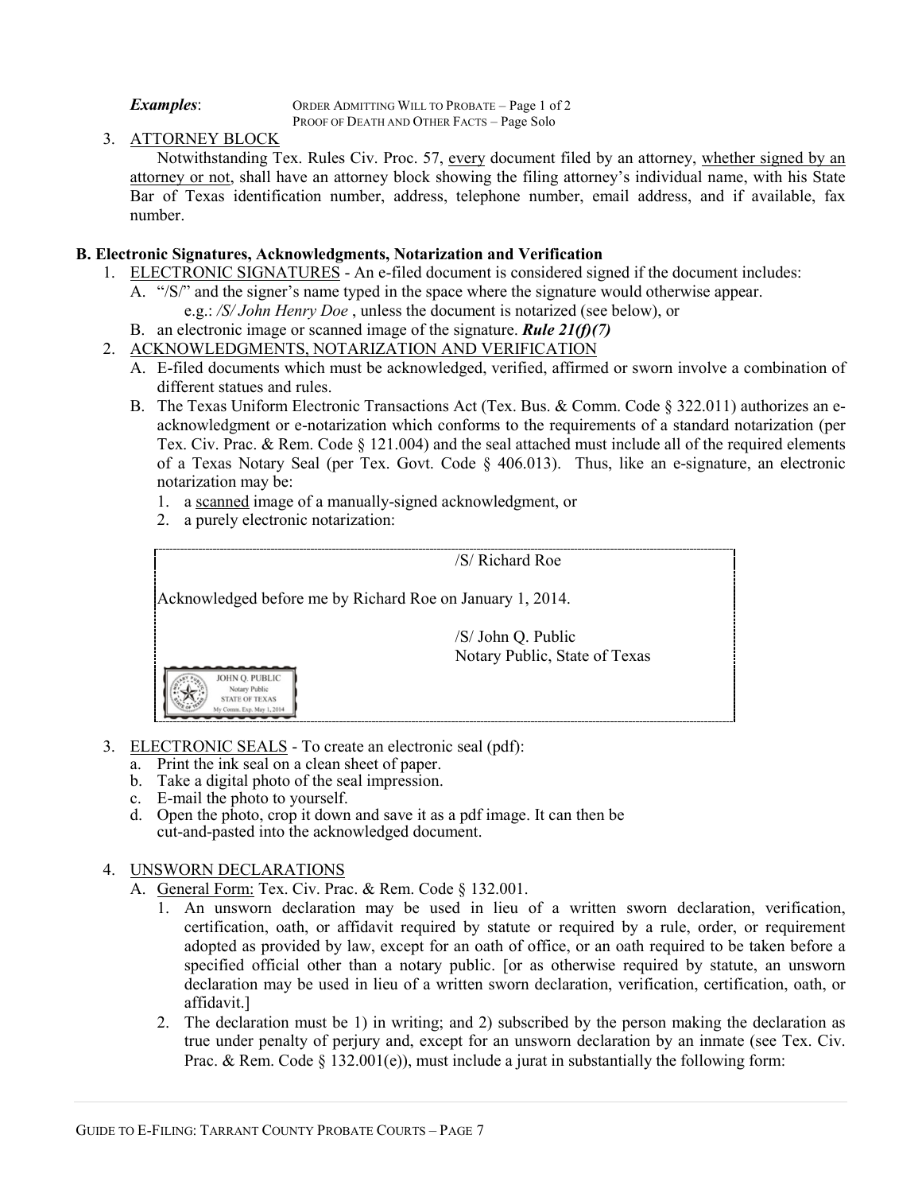***Examples***: ORDER ADMITTING WILL TO PROBATE – Page 1 of 2
PROOF OF DEATH AND OTHER FACTS – Page Solo

3. ATTORNEY BLOCK

   Notwithstanding Tex. Rules Civ. Proc. 57, every document filed by an attorney, whether signed by an attorney or not, shall have an attorney block showing the filing attorney's individual name, with his State Bar of Texas identification number, address, telephone number, email address, and if available, fax number.

**B. Electronic Signatures, Acknowledgments, Notarization and Verification**

1. ELECTRONIC SIGNATURES - An e-filed document is considered signed if the document includes:
   A. "/S/" and the signer's name typed in the space where the signature would otherwise appear.
      e.g.: */S/ John Henry Doe* , unless the document is notarized (see below), or
   B. an electronic image or scanned image of the signature. ***Rule 21(f)(7)***
2. ACKNOWLEDGMENTS, NOTARIZATION AND VERIFICATION
   A. E-filed documents which must be acknowledged, verified, affirmed or sworn involve a combination of different statues and rules.
   B. The Texas Uniform Electronic Transactions Act (Tex. Bus. & Comm. Code § 322.011) authorizes an e-acknowledgment or e-notarization which conforms to the requirements of a standard notarization (per Tex. Civ. Prac. & Rem. Code § 121.004) and the seal attached must include all of the required elements of a Texas Notary Seal (per Tex. Govt. Code § 406.013). Thus, like an e-signature, an electronic notarization may be:
      1. a scanned image of a manually-signed acknowledgment, or
      2. a purely electronic notarization:

/S/ Richard Roe

Acknowledged before me by Richard Roe on January 1, 2014.

/S/ John Q. Public
Notary Public, State of Texas

JOHN Q. PUBLIC
Notary Public
STATE OF TEXAS
My Comm. Exp. May 1, 2014

3. ELECTRONIC SEALS - To create an electronic seal (pdf):
   a. Print the ink seal on a clean sheet of paper.
   b. Take a digital photo of the seal impression.
   c. E-mail the photo to yourself.
   d. Open the photo, crop it down and save it as a pdf image. It can then be cut-and-pasted into the acknowledged document.

4. UNSWORN DECLARATIONS
   A. General Form: Tex. Civ. Prac. & Rem. Code § 132.001.
      1. An unsworn declaration may be used in lieu of a written sworn declaration, verification, certification, oath, or affidavit required by statute or required by a rule, order, or requirement adopted as provided by law, except for an oath of office, or an oath required to be taken before a specified official other than a notary public. [or as otherwise required by statute, an unsworn declaration may be used in lieu of a written sworn declaration, verification, certification, oath, or affidavit.]
      2. The declaration must be 1) in writing; and 2) subscribed by the person making the declaration as true under penalty of perjury and, except for an unsworn declaration by an inmate (see Tex. Civ. Prac. & Rem. Code § 132.001(e)), must include a jurat in substantially the following form: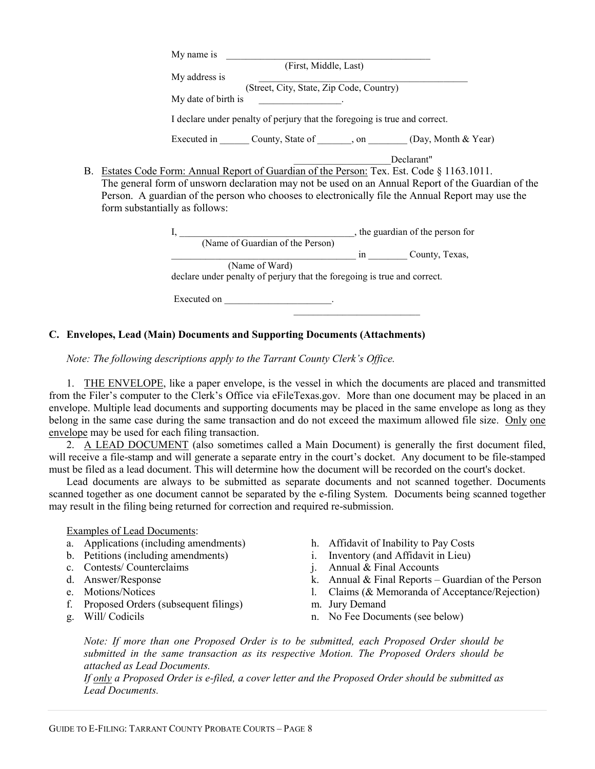My name is \_\_\_\_\_\_\_\_\_\_\_\_\_\_\_\_\_\_\_\_\_\_\_\_\_\_\_\_\_\_\_\_\_\_\_\_\_\_\_\_\_\_
(First, Middle, Last)

My address is \_\_\_\_\_\_\_\_\_\_\_\_\_\_\_\_\_\_\_\_\_\_\_\_\_\_\_\_\_\_\_\_\_\_\_\_\_\_\_\_\_\_\_\_
(Street, City, State, Zip Code, Country)

My date of birth is \_\_\_\_\_\_\_\_\_\_\_\_\_\_\_\_\_\_.

I declare under penalty of perjury that the foregoing is true and correct.

Executed in \_\_\_\_\_\_ County, State of \_\_\_\_\_\_\_, on \_\_\_\_\_\_\_\_ (Day, Month & Year)

\_\_\_\_\_\_\_\_\_\_\_\_\_\_\_\_\_\_\_Declarant"

B. Estates Code Form: Annual Report of Guardian of the Person: Tex. Est. Code § 1163.1011. The general form of unsworn declaration may not be used on an Annual Report of the Guardian of the Person. A guardian of the person who chooses to electronically file the Annual Report may use the form substantially as follows:

I, \_\_\_\_\_\_\_\_\_\_\_\_\_\_\_\_\_\_\_\_\_\_\_\_\_\_\_\_\_\_\_\_\_\_\_\_, the guardian of the person for
(Name of Guardian of the Person)

\_\_\_\_\_\_\_\_\_\_\_\_\_\_\_\_\_\_\_\_\_\_\_\_\_\_\_\_\_\_\_\_\_\_\_\_\_\_ in \_\_\_\_\_\_\_\_ County, Texas,
(Name of Ward)

declare under penalty of perjury that the foregoing is true and correct.

Executed on \_\_\_\_\_\_\_\_\_\_\_\_\_\_\_\_\_\_\_\_\_\_.

\_\_\_\_\_\_\_\_\_\_\_\_\_\_\_\_\_\_\_\_\_\_\_\_\_\_

### C. Envelopes, Lead (Main) Documents and Supporting Documents (Attachments)

*Note: The following descriptions apply to the Tarrant County Clerk's Office.*

1. THE ENVELOPE, like a paper envelope, is the vessel in which the documents are placed and transmitted from the Filer's computer to the Clerk's Office via eFileTexas.gov. More than one document may be placed in an envelope. Multiple lead documents and supporting documents may be placed in the same envelope as long as they belong in the same case during the same transaction and do not exceed the maximum allowed file size. Only one envelope may be used for each filing transaction.

2. A LEAD DOCUMENT (also sometimes called a Main Document) is generally the first document filed, will receive a file-stamp and will generate a separate entry in the court's docket. Any document to be file-stamped must be filed as a lead document. This will determine how the document will be recorded on the court's docket.

Lead documents are always to be submitted as separate documents and not scanned together. Documents scanned together as one document cannot be separated by the e-filing System. Documents being scanned together may result in the filing being returned for correction and required re-submission.

Examples of Lead Documents:

a. Applications (including amendments)
b. Petitions (including amendments)
c. Contests/ Counterclaims
d. Answer/Response
e. Motions/Notices
f. Proposed Orders (subsequent filings)
g. Will/ Codicils
h. Affidavit of Inability to Pay Costs
i. Inventory (and Affidavit in Lieu)
j. Annual & Final Accounts
k. Annual & Final Reports – Guardian of the Person
l. Claims (& Memoranda of Acceptance/Rejection)
m. Jury Demand
n. No Fee Documents (see below)

*Note: If more than one Proposed Order is to be submitted, each Proposed Order should be submitted in the same transaction as its respective Motion. The Proposed Orders should be attached as Lead Documents.*
*If only a Proposed Order is e-filed, a cover letter and the Proposed Order should be submitted as Lead Documents.*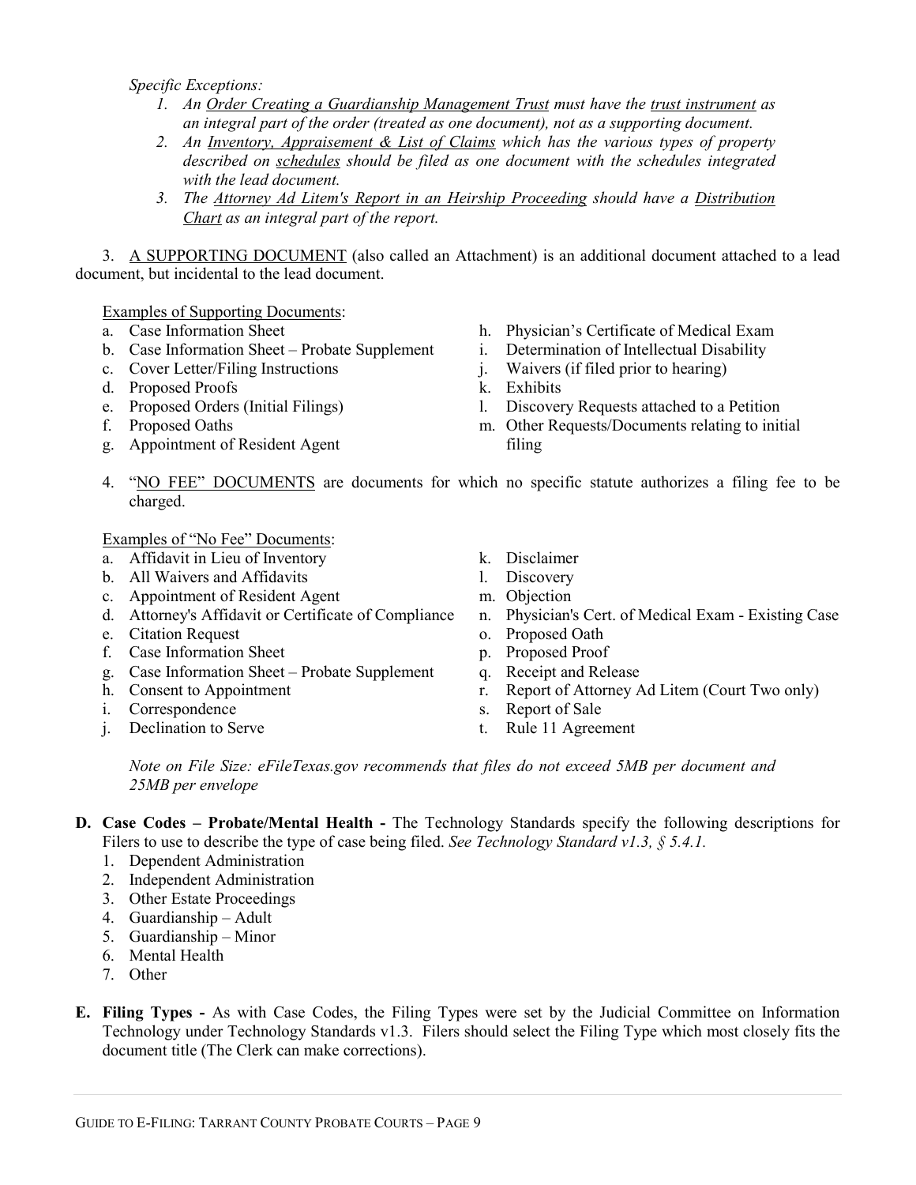*Specific Exceptions:*

1. *An <u>Order Creating a Guardianship Management Trust</u> must have the <u>trust instrument</u> as an integral part of the order (treated as one document), not as a supporting document.*
2. *An <u>Inventory, Appraisement & List of Claims</u> which has the various types of property described on <u>schedules</u> should be filed as one document with the schedules integrated with the lead document.*
3. *The <u>Attorney Ad Litem's Report in an Heirship Proceeding</u> should have a <u>Distribution Chart</u> as an integral part of the report.*

3. <u>A SUPPORTING DOCUMENT</u> (also called an Attachment) is an additional document attached to a lead document, but incidental to the lead document.

<u>Examples of Supporting Documents</u>:

a. Case Information Sheet
b. Case Information Sheet – Probate Supplement
c. Cover Letter/Filing Instructions
d. Proposed Proofs
e. Proposed Orders (Initial Filings)
f. Proposed Oaths
g. Appointment of Resident Agent
h. Physician's Certificate of Medical Exam
i. Determination of Intellectual Disability
j. Waivers (if filed prior to hearing)
k. Exhibits
l. Discovery Requests attached to a Petition
m. Other Requests/Documents relating to initial filing

4. "<u>NO FEE" DOCUMENTS</u> are documents for which no specific statute authorizes a filing fee to be charged.

<u>Examples of "No Fee" Documents</u>:

a. Affidavit in Lieu of Inventory
b. All Waivers and Affidavits
c. Appointment of Resident Agent
d. Attorney's Affidavit or Certificate of Compliance
e. Citation Request
f. Case Information Sheet
g. Case Information Sheet – Probate Supplement
h. Consent to Appointment
i. Correspondence
j. Declination to Serve
k. Disclaimer
l. Discovery
m. Objection
n. Physician's Cert. of Medical Exam - Existing Case
o. Proposed Oath
p. Proposed Proof
q. Receipt and Release
r. Report of Attorney Ad Litem (Court Two only)
s. Report of Sale
t. Rule 11 Agreement

*Note on File Size: eFileTexas.gov recommends that files do not exceed 5MB per document and 25MB per envelope*

**D. Case Codes – Probate/Mental Health -** The Technology Standards specify the following descriptions for Filers to use to describe the type of case being filed. *See Technology Standard v1.3, § 5.4.1.*

1. Dependent Administration
2. Independent Administration
3. Other Estate Proceedings
4. Guardianship – Adult
5. Guardianship – Minor
6. Mental Health
7. Other

**E. Filing Types -** As with Case Codes, the Filing Types were set by the Judicial Committee on Information Technology under Technology Standards v1.3. Filers should select the Filing Type which most closely fits the document title (The Clerk can make corrections).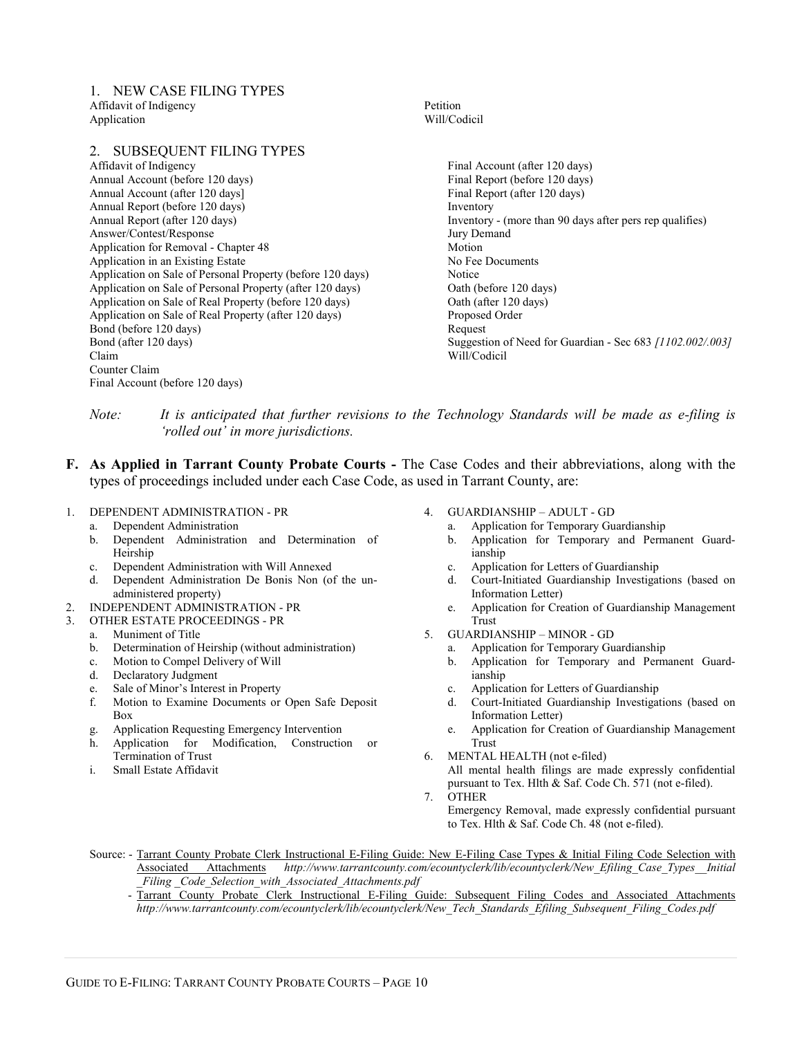1. NEW CASE FILING TYPES

- Affidavit of Indigency
- Application
- Petition
- Will/Codicil

2. SUBSEQUENT FILING TYPES

- Affidavit of Indigency
- Annual Account (before 120 days)
- Annual Account (after 120 days]
- Annual Report (before 120 days)
- Annual Report (after 120 days)
- Answer/Contest/Response
- Application for Removal - Chapter 48
- Application in an Existing Estate
- Application on Sale of Personal Property (before 120 days)
- Application on Sale of Personal Property (after 120 days)
- Application on Sale of Real Property (before 120 days)
- Application on Sale of Real Property (after 120 days)
- Bond (before 120 days)
- Bond (after 120 days)
- Claim
- Counter Claim
- Final Account (before 120 days)
- Final Account (after 120 days)
- Final Report (before 120 days)
- Final Report (after 120 days)
- Inventory
- Inventory - (more than 90 days after pers rep qualifies)
- Jury Demand
- Motion
- No Fee Documents
- Notice
- Oath (before 120 days)
- Oath (after 120 days)
- Proposed Order
- Request
- Suggestion of Need for Guardian - Sec 683 *[1102.002/.003]*
- Will/Codicil

*Note: It is anticipated that further revisions to the Technology Standards will be made as e-filing is 'rolled out' in more jurisdictions.*

**F. As Applied in Tarrant County Probate Courts -** The Case Codes and their abbreviations, along with the types of proceedings included under each Case Code, as used in Tarrant County, are:

1. DEPENDENT ADMINISTRATION - PR
   a. Dependent Administration
   b. Dependent Administration and Determination of Heirship
   c. Dependent Administration with Will Annexed
   d. Dependent Administration De Bonis Non (of the un-administered property)
2. INDEPENDENT ADMINISTRATION - PR
3. OTHER ESTATE PROCEEDINGS - PR
   a. Muniment of Title
   b. Determination of Heirship (without administration)
   c. Motion to Compel Delivery of Will
   d. Declaratory Judgment
   e. Sale of Minor's Interest in Property
   f. Motion to Examine Documents or Open Safe Deposit Box
   g. Application Requesting Emergency Intervention
   h. Application for Modification, Construction or Termination of Trust
   i. Small Estate Affidavit
4. GUARDIANSHIP – ADULT - GD
   a. Application for Temporary Guardianship
   b. Application for Temporary and Permanent Guardianship
   c. Application for Letters of Guardianship
   d. Court-Initiated Guardianship Investigations (based on Information Letter)
   e. Application for Creation of Guardianship Management Trust
5. GUARDIANSHIP – MINOR - GD
   a. Application for Temporary Guardianship
   b. Application for Temporary and Permanent Guardianship
   c. Application for Letters of Guardianship
   d. Court-Initiated Guardianship Investigations (based on Information Letter)
   e. Application for Creation of Guardianship Management Trust
6. MENTAL HEALTH (not e-filed)
   All mental health filings are made expressly confidential pursuant to Tex. Hlth & Saf. Code Ch. 571 (not e-filed).
7. OTHER
   Emergency Removal, made expressly confidential pursuant to Tex. Hlth & Saf. Code Ch. 48 (not e-filed).

Source: - Tarrant County Probate Clerk Instructional E-Filing Guide: New E-Filing Case Types & Initial Filing Code Selection with Associated Attachments *http://www.tarrantcounty.com/ecountyclerk/lib/ecountyclerk/New_Efiling_Case_Types__Initial_Filing _Code_Selection_with_Associated_Attachments.pdf*

- Tarrant County Probate Clerk Instructional E-Filing Guide: Subsequent Filing Codes and Associated Attachments *http://www.tarrantcounty.com/ecountyclerk/lib/ecountyclerk/New_Tech_Standards_Efiling_Subsequent_Filing_Codes.pdf*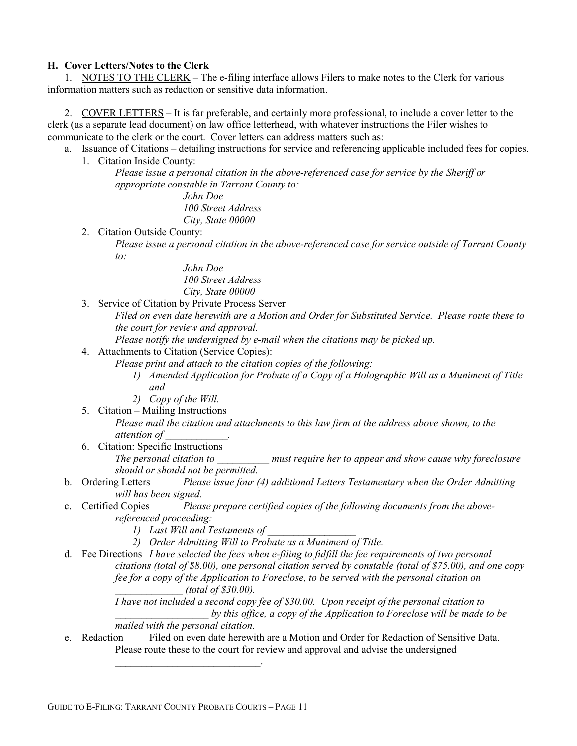**H. Cover Letters/Notes to the Clerk**

1. NOTES TO THE CLERK – The e-filing interface allows Filers to make notes to the Clerk for various information matters such as redaction or sensitive data information.

2. COVER LETTERS – It is far preferable, and certainly more professional, to include a cover letter to the clerk (as a separate lead document) on law office letterhead, with whatever instructions the Filer wishes to communicate to the clerk or the court. Cover letters can address matters such as:

a. Issuance of Citations – detailing instructions for service and referencing applicable included fees for copies.

   1. Citation Inside County:

      *Please issue a personal citation in the above-referenced case for service by the Sheriff or appropriate constable in Tarrant County to:*

      *John Doe*
      *100 Street Address*
      *City, State 00000*

   2. Citation Outside County:

      *Please issue a personal citation in the above-referenced case for service outside of Tarrant County to:*

      *John Doe*
      *100 Street Address*
      *City, State 00000*

   3. Service of Citation by Private Process Server

      *Filed on even date herewith are a Motion and Order for Substituted Service. Please route these to the court for review and approval.*

      *Please notify the undersigned by e-mail when the citations may be picked up.*

   4. Attachments to Citation (Service Copies):

      *Please print and attach to the citation copies of the following:*

      *1) Amended Application for Probate of a Copy of a Holographic Will as a Muniment of Title and*

      *2) Copy of the Will.*

   5. Citation – Mailing Instructions

      *Please mail the citation and attachments to this law firm at the address above shown, to the attention of ____________.*

   6. Citation: Specific Instructions

      *The personal citation to __________ must require her to appear and show cause why foreclosure should or should not be permitted.*

b. Ordering Letters *Please issue four (4) additional Letters Testamentary when the Order Admitting will has been signed.*

c. Certified Copies *Please prepare certified copies of the following documents from the above-referenced proceeding:*

   *1) Last Will and Testaments of _________________*

   *2) Order Admitting Will to Probate as a Muniment of Title.*

d. Fee Directions *I have selected the fees when e-filing to fulfill the fee requirements of two personal citations (total of $8.00), one personal citation served by constable (total of $75.00), and one copy fee for a copy of the Application to Foreclose, to be served with the personal citation on _____________ (total of $30.00).*

   *I have not included a second copy fee of $30.00. Upon receipt of the personal citation to __________________ by this office, a copy of the Application to Foreclose will be made to be mailed with the personal citation.*

e. Redaction Filed on even date herewith are a Motion and Order for Redaction of Sensitive Data. Please route these to the court for review and approval and advise the undersigned ____________________________.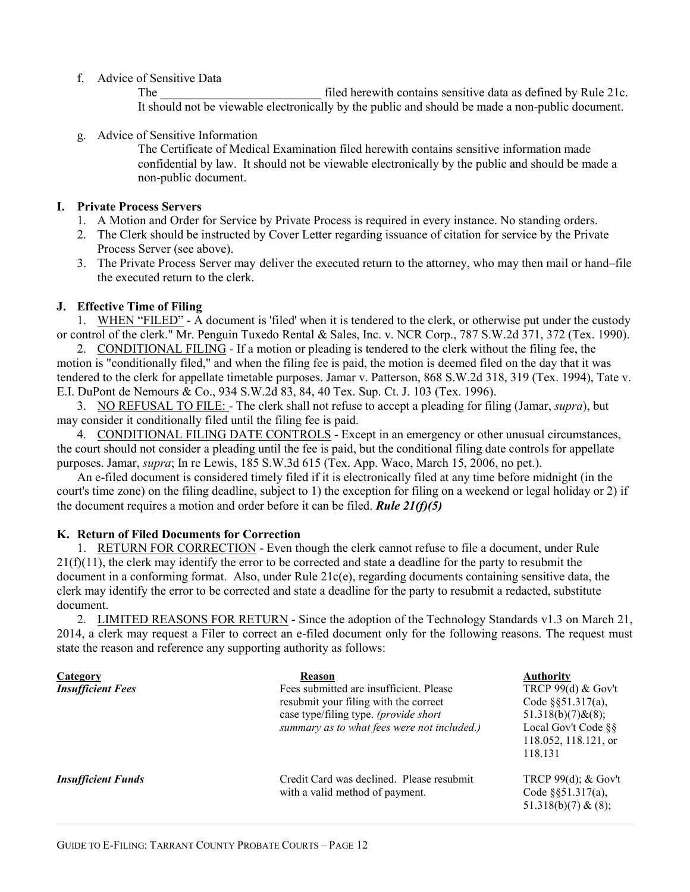f. Advice of Sensitive Data

The __________________________ filed herewith contains sensitive data as defined by Rule 21c. It should not be viewable electronically by the public and should be made a non-public document.

g. Advice of Sensitive Information

The Certificate of Medical Examination filed herewith contains sensitive information made confidential by law. It should not be viewable electronically by the public and should be made a non-public document.

## I. Private Process Servers

1. A Motion and Order for Service by Private Process is required in every instance. No standing orders.
2. The Clerk should be instructed by Cover Letter regarding issuance of citation for service by the Private Process Server (see above).
3. The Private Process Server may deliver the executed return to the attorney, who may then mail or hand–file the executed return to the clerk.

## J. Effective Time of Filing

1. WHEN "FILED" - A document is 'filed' when it is tendered to the clerk, or otherwise put under the custody or control of the clerk." Mr. Penguin Tuxedo Rental & Sales, Inc. v. NCR Corp., 787 S.W.2d 371, 372 (Tex. 1990).

2. CONDITIONAL FILING - If a motion or pleading is tendered to the clerk without the filing fee, the motion is "conditionally filed," and when the filing fee is paid, the motion is deemed filed on the day that it was tendered to the clerk for appellate timetable purposes. Jamar v. Patterson, 868 S.W.2d 318, 319 (Tex. 1994), Tate v. E.I. DuPont de Nemours & Co., 934 S.W.2d 83, 84, 40 Tex. Sup. Ct. J. 103 (Tex. 1996).

3. NO REFUSAL TO FILE: - The clerk shall not refuse to accept a pleading for filing (Jamar, *supra*), but may consider it conditionally filed until the filing fee is paid.

4. CONDITIONAL FILING DATE CONTROLS - Except in an emergency or other unusual circumstances, the court should not consider a pleading until the fee is paid, but the conditional filing date controls for appellate purposes. Jamar, *supra*; In re Lewis, 185 S.W.3d 615 (Tex. App. Waco, March 15, 2006, no pet.).

An e-filed document is considered timely filed if it is electronically filed at any time before midnight (in the court's time zone) on the filing deadline, subject to 1) the exception for filing on a weekend or legal holiday or 2) if the document requires a motion and order before it can be filed. ***Rule 21(f)(5)***

## K. Return of Filed Documents for Correction

1. RETURN FOR CORRECTION - Even though the clerk cannot refuse to file a document, under Rule 21(f)(11), the clerk may identify the error to be corrected and state a deadline for the party to resubmit the document in a conforming format. Also, under Rule 21c(e), regarding documents containing sensitive data, the clerk may identify the error to be corrected and state a deadline for the party to resubmit a redacted, substitute document.

2. LIMITED REASONS FOR RETURN - Since the adoption of the Technology Standards v1.3 on March 21, 2014, a clerk may request a Filer to correct an e-filed document only for the following reasons. The request must state the reason and reference any supporting authority as follows:

| Category | Reason | Authority |
|---|---|---|
| ***Insufficient Fees*** | Fees submitted are insufficient. Please resubmit your filing with the correct case type/filing type. *(provide short summary as to what fees were not included.)* | TRCP 99(d) & Gov't Code §§51.317(a), 51.318(b)(7)&(8); Local Gov't Code §§ 118.052, 118.121, or 118.131 |
| ***Insufficient Funds*** | Credit Card was declined. Please resubmit with a valid method of payment. | TRCP 99(d); & Gov't Code §§51.317(a), 51.318(b)(7) & (8); |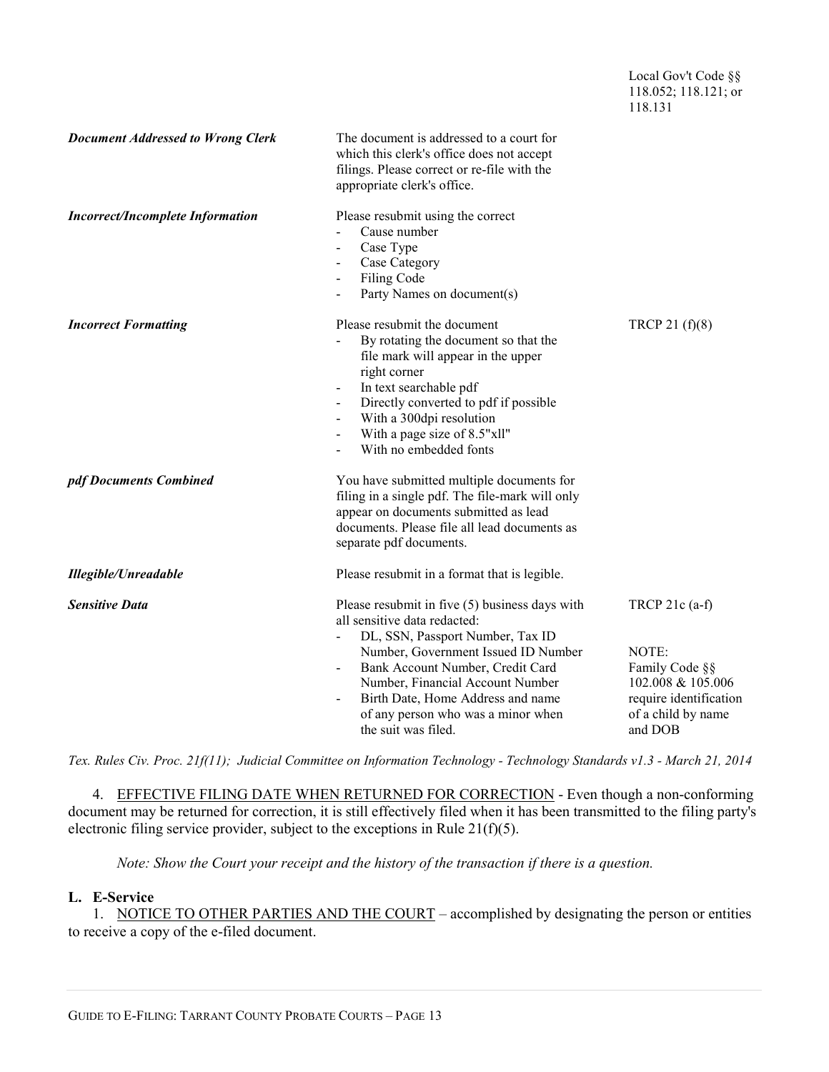| | | |
|---|---|---|
| | | Local Gov't Code §§ 118.052; 118.121; or 118.131 |
| ***Document Addressed to Wrong Clerk*** | The document is addressed to a court for which this clerk's office does not accept filings. Please correct or re-file with the appropriate clerk's office. | |
| ***Incorrect/Incomplete Information*** | Please resubmit using the correct<br>- Cause number<br>- Case Type<br>- Case Category<br>- Filing Code<br>- Party Names on document(s) | |
| ***Incorrect Formatting*** | Please resubmit the document<br>- By rotating the document so that the file mark will appear in the upper right corner<br>- In text searchable pdf<br>- Directly converted to pdf if possible<br>- With a 300dpi resolution<br>- With a page size of 8.5"xll"<br>- With no embedded fonts | TRCP 21 (f)(8) |
| ***pdf Documents Combined*** | You have submitted multiple documents for filing in a single pdf. The file-mark will only appear on documents submitted as lead documents. Please file all lead documents as separate pdf documents. | |
| ***Illegible/Unreadable*** | Please resubmit in a format that is legible. | |
| ***Sensitive Data*** | Please resubmit in five (5) business days with all sensitive data redacted:<br>- DL, SSN, Passport Number, Tax ID Number, Government Issued ID Number<br>- Bank Account Number, Credit Card Number, Financial Account Number<br>- Birth Date, Home Address and name of any person who was a minor when the suit was filed. | TRCP 21c (a-f)<br><br>NOTE:<br>Family Code §§ 102.008 & 105.006 require identification of a child by name and DOB |

*Tex. Rules Civ. Proc. 21f(11); Judicial Committee on Information Technology - Technology Standards v1.3 - March 21, 2014*

4. EFFECTIVE FILING DATE WHEN RETURNED FOR CORRECTION - Even though a non-conforming document may be returned for correction, it is still effectively filed when it has been transmitted to the filing party's electronic filing service provider, subject to the exceptions in Rule 21(f)(5).

*Note: Show the Court your receipt and the history of the transaction if there is a question.*

## L. E-Service

1. NOTICE TO OTHER PARTIES AND THE COURT – accomplished by designating the person or entities to receive a copy of the e-filed document.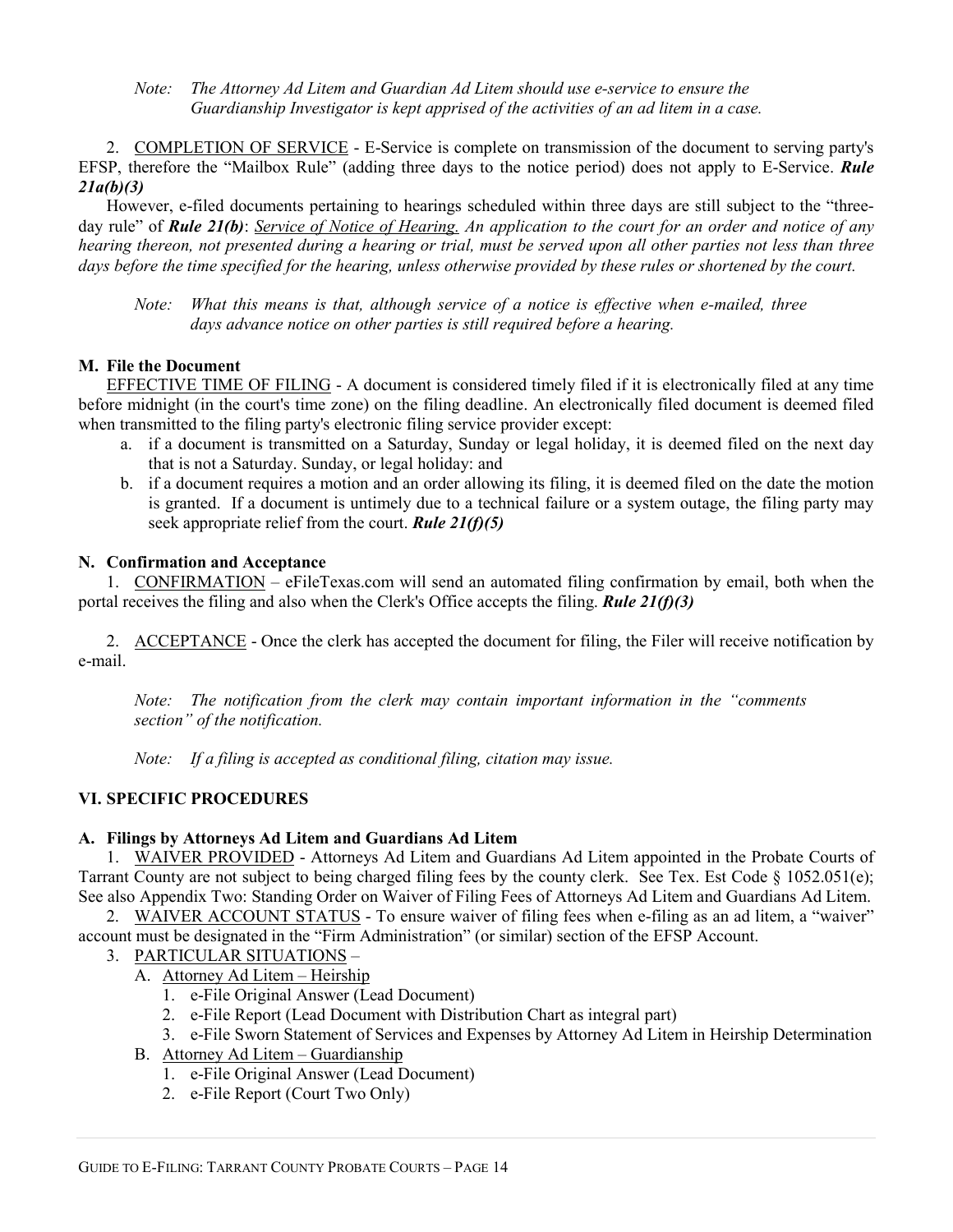*Note: The Attorney Ad Litem and Guardian Ad Litem should use e-service to ensure the Guardianship Investigator is kept apprised of the activities of an ad litem in a case.*

2. <u>COMPLETION OF SERVICE</u> - E-Service is complete on transmission of the document to serving party's EFSP, therefore the "Mailbox Rule" (adding three days to the notice period) does not apply to E-Service. ***Rule 21a(b)(3)***

However, e-filed documents pertaining to hearings scheduled within three days are still subject to the "three-day rule" of ***Rule 21(b)***: *<u>Service of Notice of Hearing.</u> An application to the court for an order and notice of any hearing thereon, not presented during a hearing or trial, must be served upon all other parties not less than three days before the time specified for the hearing, unless otherwise provided by these rules or shortened by the court.*

*Note: What this means is that, although service of a notice is effective when e-mailed, three days advance notice on other parties is still required before a hearing.*

### M. File the Document

<u>EFFECTIVE TIME OF FILING</u> - A document is considered timely filed if it is electronically filed at any time before midnight (in the court's time zone) on the filing deadline. An electronically filed document is deemed filed when transmitted to the filing party's electronic filing service provider except:

a. if a document is transmitted on a Saturday, Sunday or legal holiday, it is deemed filed on the next day that is not a Saturday. Sunday, or legal holiday: and
b. if a document requires a motion and an order allowing its filing, it is deemed filed on the date the motion is granted. If a document is untimely due to a technical failure or a system outage, the filing party may seek appropriate relief from the court. ***Rule 21(f)(5)***

### N. Confirmation and Acceptance

1. <u>CONFIRMATION</u> – eFileTexas.com will send an automated filing confirmation by email, both when the portal receives the filing and also when the Clerk's Office accepts the filing. ***Rule 21(f)(3)***

2. <u>ACCEPTANCE</u> - Once the clerk has accepted the document for filing, the Filer will receive notification by e-mail.

*Note: The notification from the clerk may contain important information in the "comments section" of the notification.*

*Note: If a filing is accepted as conditional filing, citation may issue.*

## VI. SPECIFIC PROCEDURES

### A. Filings by Attorneys Ad Litem and Guardians Ad Litem

1. <u>WAIVER PROVIDED</u> - Attorneys Ad Litem and Guardians Ad Litem appointed in the Probate Courts of Tarrant County are not subject to being charged filing fees by the county clerk. See Tex. Est Code § 1052.051(e); See also Appendix Two: Standing Order on Waiver of Filing Fees of Attorneys Ad Litem and Guardians Ad Litem.
2. <u>WAIVER ACCOUNT STATUS</u> - To ensure waiver of filing fees when e-filing as an ad litem, a "waiver" account must be designated in the "Firm Administration" (or similar) section of the EFSP Account.
3. <u>PARTICULAR SITUATIONS</u> –
   - A. <u>Attorney Ad Litem – Heirship</u>
     1. e-File Original Answer (Lead Document)
     2. e-File Report (Lead Document with Distribution Chart as integral part)
     3. e-File Sworn Statement of Services and Expenses by Attorney Ad Litem in Heirship Determination
   - B. <u>Attorney Ad Litem – Guardianship</u>
     1. e-File Original Answer (Lead Document)
     2. e-File Report (Court Two Only)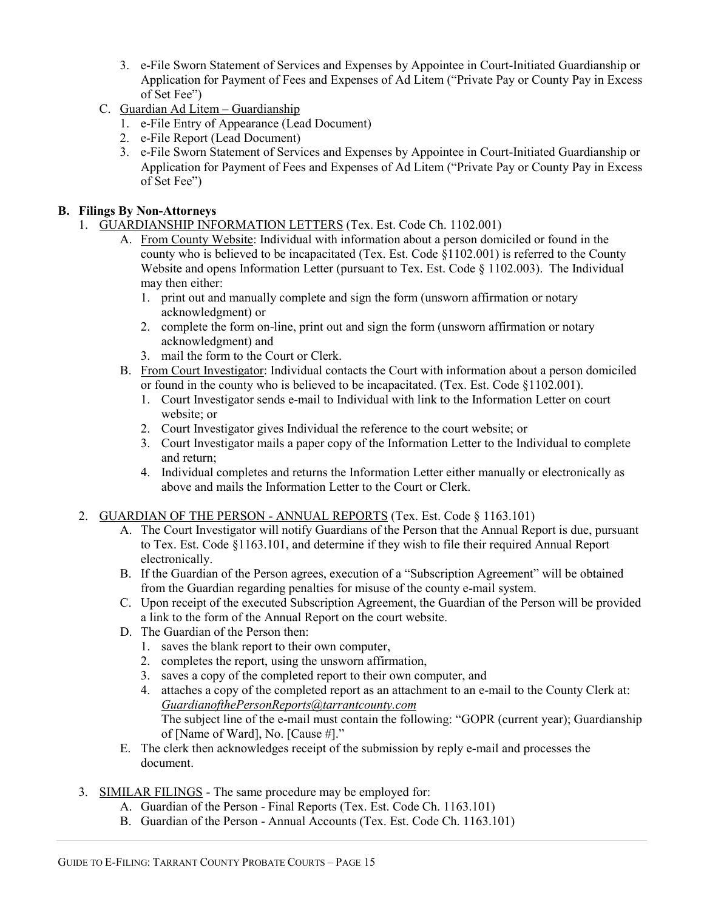3. e-File Sworn Statement of Services and Expenses by Appointee in Court-Initiated Guardianship or Application for Payment of Fees and Expenses of Ad Litem ("Private Pay or County Pay in Excess of Set Fee")

C. Guardian Ad Litem – Guardianship
   1. e-File Entry of Appearance (Lead Document)
   2. e-File Report (Lead Document)
   3. e-File Sworn Statement of Services and Expenses by Appointee in Court-Initiated Guardianship or Application for Payment of Fees and Expenses of Ad Litem ("Private Pay or County Pay in Excess of Set Fee")

**B. Filings By Non-Attorneys**

1. GUARDIANSHIP INFORMATION LETTERS (Tex. Est. Code Ch. 1102.001)
   A. From County Website: Individual with information about a person domiciled or found in the county who is believed to be incapacitated (Tex. Est. Code §1102.001) is referred to the County Website and opens Information Letter (pursuant to Tex. Est. Code § 1102.003). The Individual may then either:
      1. print out and manually complete and sign the form (unsworn affirmation or notary acknowledgment) or
      2. complete the form on-line, print out and sign the form (unsworn affirmation or notary acknowledgment) and
      3. mail the form to the Court or Clerk.
   B. From Court Investigator: Individual contacts the Court with information about a person domiciled or found in the county who is believed to be incapacitated. (Tex. Est. Code §1102.001).
      1. Court Investigator sends e-mail to Individual with link to the Information Letter on court website; or
      2. Court Investigator gives Individual the reference to the court website; or
      3. Court Investigator mails a paper copy of the Information Letter to the Individual to complete and return;
      4. Individual completes and returns the Information Letter either manually or electronically as above and mails the Information Letter to the Court or Clerk.

2. GUARDIAN OF THE PERSON - ANNUAL REPORTS (Tex. Est. Code § 1163.101)
   A. The Court Investigator will notify Guardians of the Person that the Annual Report is due, pursuant to Tex. Est. Code §1163.101, and determine if they wish to file their required Annual Report electronically.
   B. If the Guardian of the Person agrees, execution of a "Subscription Agreement" will be obtained from the Guardian regarding penalties for misuse of the county e-mail system.
   C. Upon receipt of the executed Subscription Agreement, the Guardian of the Person will be provided a link to the form of the Annual Report on the court website.
   D. The Guardian of the Person then:
      1. saves the blank report to their own computer,
      2. completes the report, using the unsworn affirmation,
      3. saves a copy of the completed report to their own computer, and
      4. attaches a copy of the completed report as an attachment to an e-mail to the County Clerk at: *GuardianofthePersonReports@tarrantcounty.com*
         The subject line of the e-mail must contain the following: "GOPR (current year); Guardianship of [Name of Ward], No. [Cause #]."
   E. The clerk then acknowledges receipt of the submission by reply e-mail and processes the document.

3. SIMILAR FILINGS - The same procedure may be employed for:
   A. Guardian of the Person - Final Reports (Tex. Est. Code Ch. 1163.101)
   B. Guardian of the Person - Annual Accounts (Tex. Est. Code Ch. 1163.101)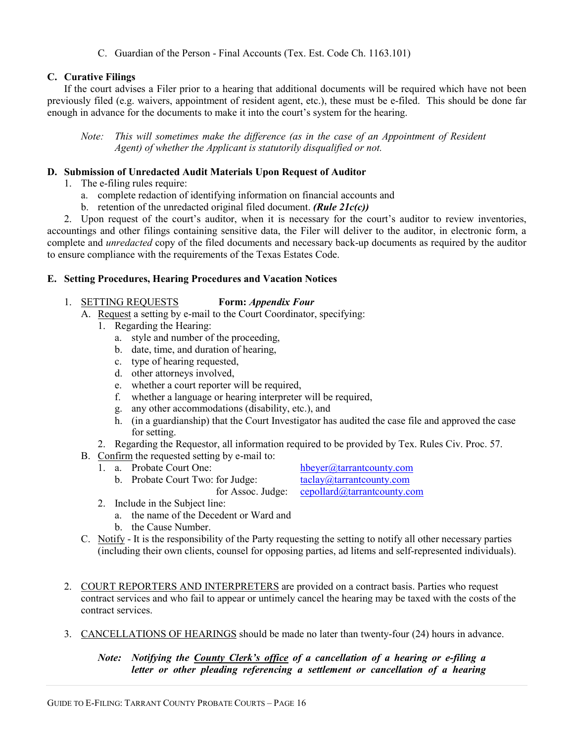C. Guardian of the Person - Final Accounts (Tex. Est. Code Ch. 1163.101)

### C. Curative Filings

If the court advises a Filer prior to a hearing that additional documents will be required which have not been previously filed (e.g. waivers, appointment of resident agent, etc.), these must be e-filed. This should be done far enough in advance for the documents to make it into the court's system for the hearing.

> *Note: This will sometimes make the difference (as in the case of an Appointment of Resident Agent) of whether the Applicant is statutorily disqualified or not.*

### D. Submission of Unredacted Audit Materials Upon Request of Auditor

1. The e-filing rules require:
   a. complete redaction of identifying information on financial accounts and
   b. retention of the unredacted original filed document. ***(Rule 21c(c))***

2. Upon request of the court's auditor, when it is necessary for the court's auditor to review inventories, accountings and other filings containing sensitive data, the Filer will deliver to the auditor, in electronic form, a complete and *unredacted* copy of the filed documents and necessary back-up documents as required by the auditor to ensure compliance with the requirements of the Texas Estates Code.

### E. Setting Procedures, Hearing Procedures and Vacation Notices

1. SETTING REQUESTS **Form:** ***Appendix Four***
   A. Request a setting by e-mail to the Court Coordinator, specifying:
      1. Regarding the Hearing:
         a. style and number of the proceeding,
         b. date, time, and duration of hearing,
         c. type of hearing requested,
         d. other attorneys involved,
         e. whether a court reporter will be required,
         f. whether a language or hearing interpreter will be required,
         g. any other accommodations (disability, etc.), and
         h. (in a guardianship) that the Court Investigator has audited the case file and approved the case for setting.
      2. Regarding the Requestor, all information required to be provided by Tex. Rules Civ. Proc. 57.
   B. Confirm the requested setting by e-mail to:
      1. a. Probate Court One: hbeyer@tarrantcounty.com
         b. Probate Court Two: for Judge: taclay@tarrantcounty.com
            for Assoc. Judge: cepollard@tarrantcounty.com
      2. Include in the Subject line:
         a. the name of the Decedent or Ward and
         b. the Cause Number.
   C. Notify - It is the responsibility of the Party requesting the setting to notify all other necessary parties (including their own clients, counsel for opposing parties, ad litems and self-represented individuals).

2. COURT REPORTERS AND INTERPRETERS are provided on a contract basis. Parties who request contract services and who fail to appear or untimely cancel the hearing may be taxed with the costs of the contract services.

3. CANCELLATIONS OF HEARINGS should be made no later than twenty-four (24) hours in advance.

   ***Note: Notifying the County Clerk's office of a cancellation of a hearing or e-filing a letter or other pleading referencing a settlement or cancellation of a hearing***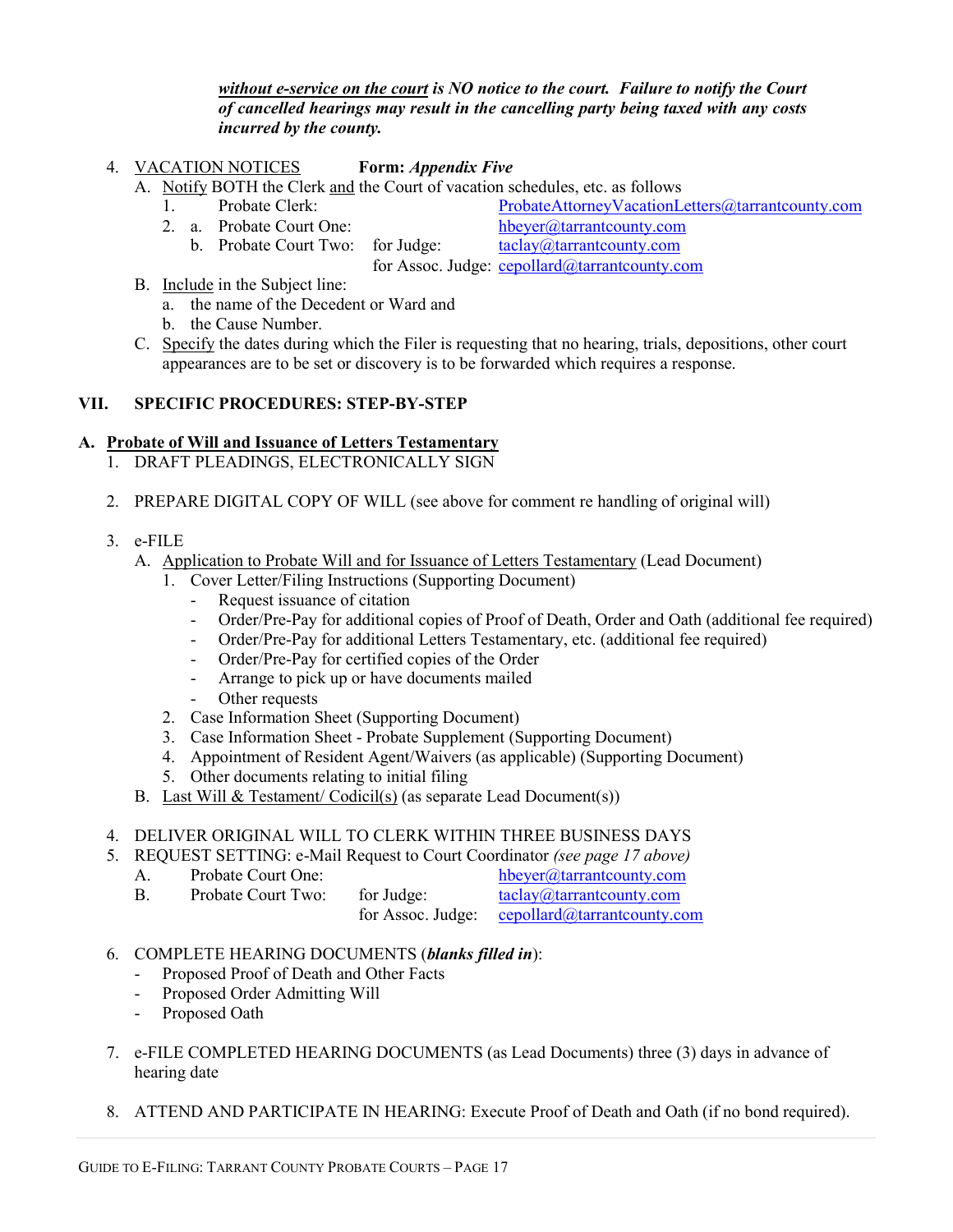***without e-service on the court*** ***is NO notice to the court. Failure to notify the Court of cancelled hearings may result in the cancelling party being taxed with any costs incurred by the county.***

4. VACATION NOTICES **Form:** ***Appendix Five***
   - A. Notify BOTH the Clerk and the Court of vacation schedules, etc. as follows
     1. Probate Clerk: ProbateAttorneyVacationLetters@tarrantcounty.com
     2. a. Probate Court One: hbeyer@tarrantcounty.com
        b. Probate Court Two: for Judge: taclay@tarrantcounty.com
        for Assoc. Judge: cepollard@tarrantcounty.com
   - B. Include in the Subject line:
     - a. the name of the Decedent or Ward and
     - b. the Cause Number.
   - C. Specify the dates during which the Filer is requesting that no hearing, trials, depositions, other court appearances are to be set or discovery is to be forwarded which requires a response.

## VII. SPECIFIC PROCEDURES: STEP-BY-STEP

### A. Probate of Will and Issuance of Letters Testamentary

1. DRAFT PLEADINGS, ELECTRONICALLY SIGN

2. PREPARE DIGITAL COPY OF WILL (see above for comment re handling of original will)

3. e-FILE
   - A. Application to Probate Will and for Issuance of Letters Testamentary (Lead Document)
     1. Cover Letter/Filing Instructions (Supporting Document)
        - Request issuance of citation
        - Order/Pre-Pay for additional copies of Proof of Death, Order and Oath (additional fee required)
        - Order/Pre-Pay for additional Letters Testamentary, etc. (additional fee required)
        - Order/Pre-Pay for certified copies of the Order
        - Arrange to pick up or have documents mailed
        - Other requests
     2. Case Information Sheet (Supporting Document)
     3. Case Information Sheet - Probate Supplement (Supporting Document)
     4. Appointment of Resident Agent/Waivers (as applicable) (Supporting Document)
     5. Other documents relating to initial filing
   - B. Last Will & Testament/ Codicil(s) (as separate Lead Document(s))

4. DELIVER ORIGINAL WILL TO CLERK WITHIN THREE BUSINESS DAYS
5. REQUEST SETTING: e-Mail Request to Court Coordinator *(see page 17 above)*
   - A. Probate Court One: hbeyer@tarrantcounty.com
   - B. Probate Court Two: for Judge: taclay@tarrantcounty.com
     for Assoc. Judge: cepollard@tarrantcounty.com

6. COMPLETE HEARING DOCUMENTS (***blanks filled in***):
   - Proposed Proof of Death and Other Facts
   - Proposed Order Admitting Will
   - Proposed Oath

7. e-FILE COMPLETED HEARING DOCUMENTS (as Lead Documents) three (3) days in advance of hearing date

8. ATTEND AND PARTICIPATE IN HEARING: Execute Proof of Death and Oath (if no bond required).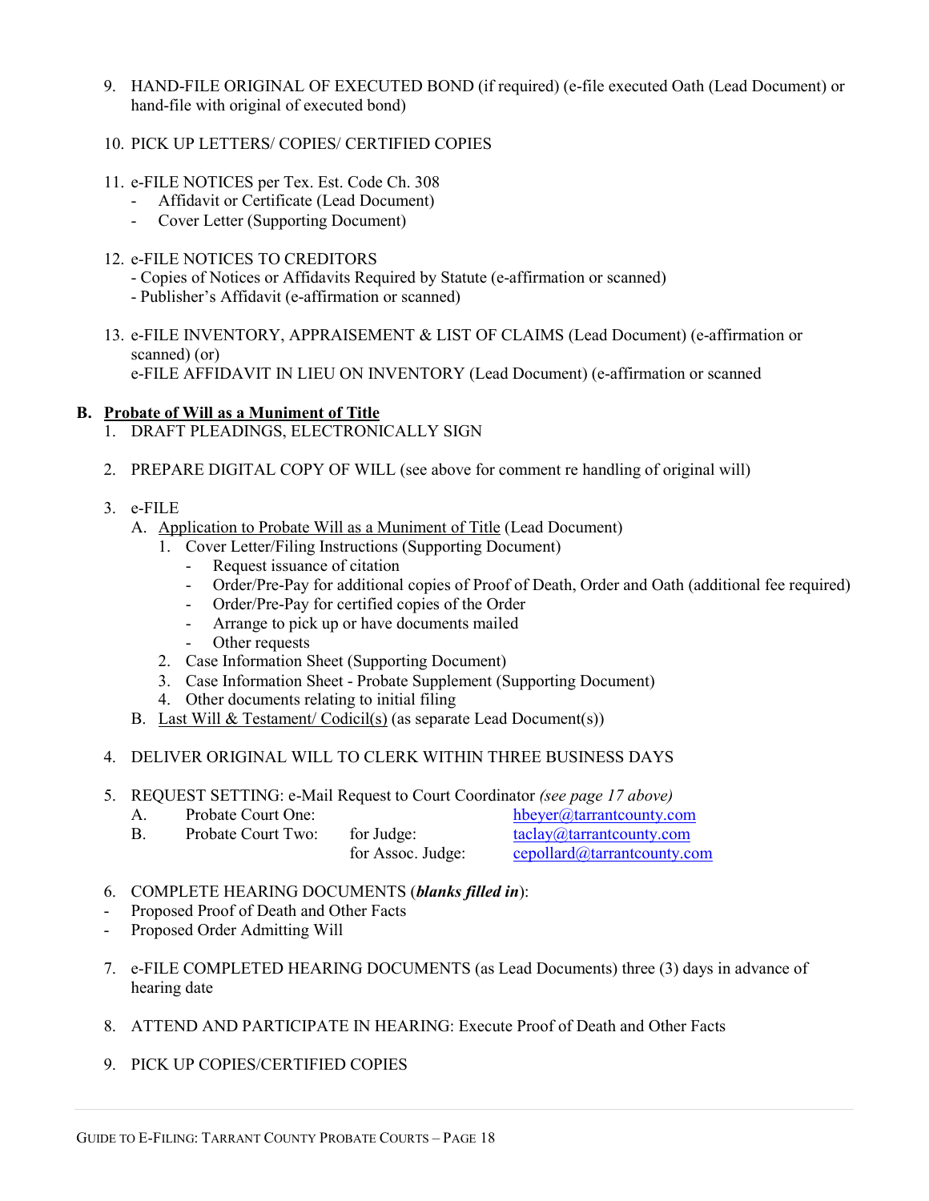9. HAND-FILE ORIGINAL OF EXECUTED BOND (if required) (e-file executed Oath (Lead Document) or hand-file with original of executed bond)

10. PICK UP LETTERS/ COPIES/ CERTIFIED COPIES

11. e-FILE NOTICES per Tex. Est. Code Ch. 308
    - Affidavit or Certificate (Lead Document)
    - Cover Letter (Supporting Document)

12. e-FILE NOTICES TO CREDITORS
    - Copies of Notices or Affidavits Required by Statute (e-affirmation or scanned)
    - Publisher's Affidavit (e-affirmation or scanned)

13. e-FILE INVENTORY, APPRAISEMENT & LIST OF CLAIMS (Lead Document) (e-affirmation or scanned) (or)
    e-FILE AFFIDAVIT IN LIEU ON INVENTORY (Lead Document) (e-affirmation or scanned

## B. Probate of Will as a Muniment of Title

1. DRAFT PLEADINGS, ELECTRONICALLY SIGN

2. PREPARE DIGITAL COPY OF WILL (see above for comment re handling of original will)

3. e-FILE
    - A. Application to Probate Will as a Muniment of Title (Lead Document)
        1. Cover Letter/Filing Instructions (Supporting Document)
            - Request issuance of citation
            - Order/Pre-Pay for additional copies of Proof of Death, Order and Oath (additional fee required)
            - Order/Pre-Pay for certified copies of the Order
            - Arrange to pick up or have documents mailed
            - Other requests
        2. Case Information Sheet (Supporting Document)
        3. Case Information Sheet - Probate Supplement (Supporting Document)
        4. Other documents relating to initial filing
    - B. Last Will & Testament/ Codicil(s) (as separate Lead Document(s))

4. DELIVER ORIGINAL WILL TO CLERK WITHIN THREE BUSINESS DAYS

5. REQUEST SETTING: e-Mail Request to Court Coordinator *(see page 17 above)*

| | | | |
|---|---|---|---|
| A. | Probate Court One: | | hbeyer@tarrantcounty.com |
| B. | Probate Court Two: | for Judge: | taclay@tarrantcounty.com |
| | | for Assoc. Judge: | cepollard@tarrantcounty.com |

6. COMPLETE HEARING DOCUMENTS (***blanks filled in***):
- Proposed Proof of Death and Other Facts
- Proposed Order Admitting Will

7. e-FILE COMPLETED HEARING DOCUMENTS (as Lead Documents) three (3) days in advance of hearing date

8. ATTEND AND PARTICIPATE IN HEARING: Execute Proof of Death and Other Facts

9. PICK UP COPIES/CERTIFIED COPIES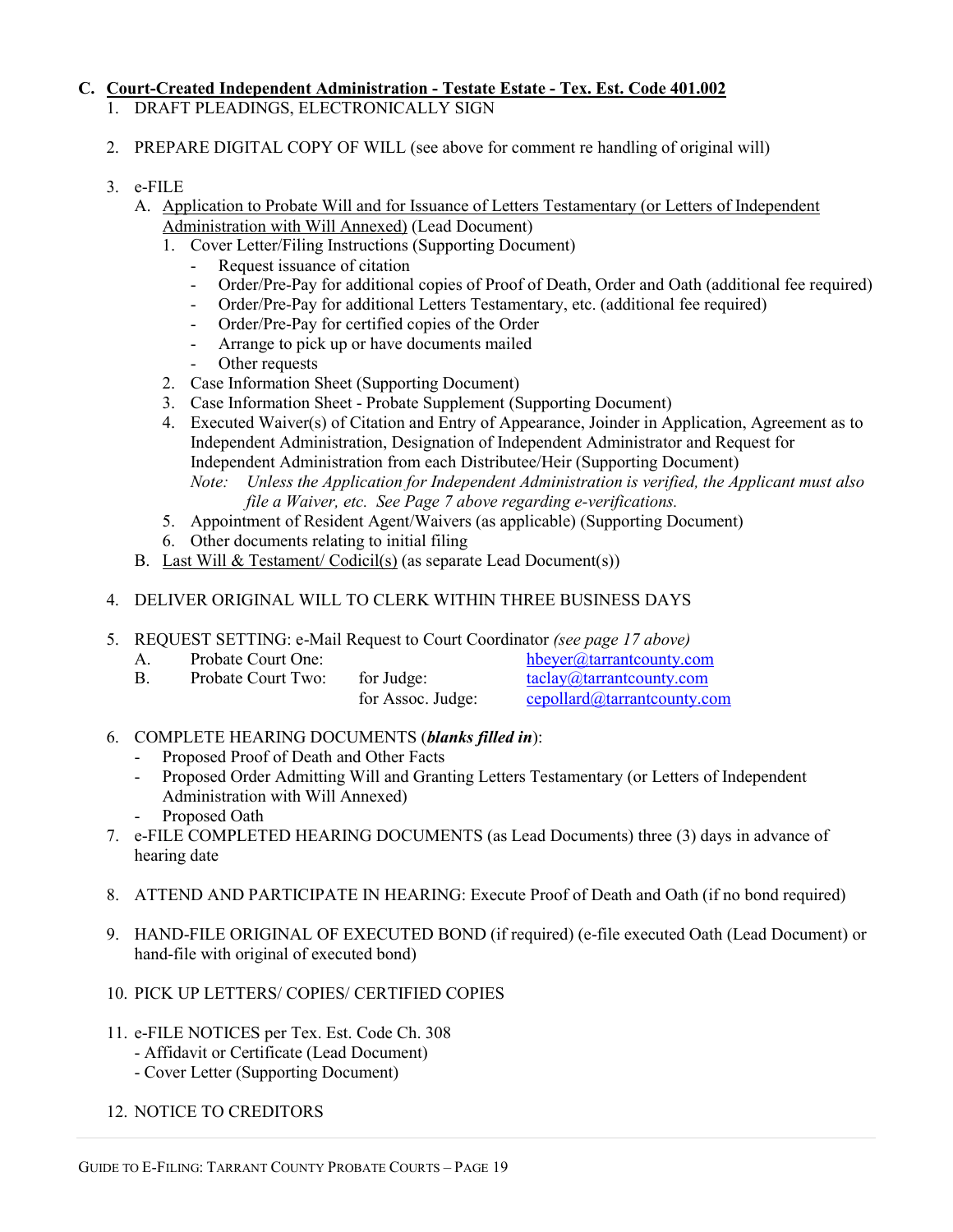## C. Court-Created Independent Administration - Testate Estate - Tex. Est. Code 401.002

1. DRAFT PLEADINGS, ELECTRONICALLY SIGN

2. PREPARE DIGITAL COPY OF WILL (see above for comment re handling of original will)

3. e-FILE
   A. Application to Probate Will and for Issuance of Letters Testamentary (or Letters of Independent Administration with Will Annexed) (Lead Document)
      1. Cover Letter/Filing Instructions (Supporting Document)
         - Request issuance of citation
         - Order/Pre-Pay for additional copies of Proof of Death, Order and Oath (additional fee required)
         - Order/Pre-Pay for additional Letters Testamentary, etc. (additional fee required)
         - Order/Pre-Pay for certified copies of the Order
         - Arrange to pick up or have documents mailed
         - Other requests
      2. Case Information Sheet (Supporting Document)
      3. Case Information Sheet - Probate Supplement (Supporting Document)
      4. Executed Waiver(s) of Citation and Entry of Appearance, Joinder in Application, Agreement as to Independent Administration, Designation of Independent Administrator and Request for Independent Administration from each Distributee/Heir (Supporting Document)
         *Note: Unless the Application for Independent Administration is verified, the Applicant must also file a Waiver, etc. See Page 7 above regarding e-verifications.*
      5. Appointment of Resident Agent/Waivers (as applicable) (Supporting Document)
      6. Other documents relating to initial filing
   B. Last Will & Testament/ Codicil(s) (as separate Lead Document(s))

4. DELIVER ORIGINAL WILL TO CLERK WITHIN THREE BUSINESS DAYS

5. REQUEST SETTING: e-Mail Request to Court Coordinator *(see page 17 above)*
   A. Probate Court One: hbeyer@tarrantcounty.com
   B. Probate Court Two: for Judge: taclay@tarrantcounty.com
      for Assoc. Judge: cepollard@tarrantcounty.com

6. COMPLETE HEARING DOCUMENTS (***blanks filled in***):
   - Proposed Proof of Death and Other Facts
   - Proposed Order Admitting Will and Granting Letters Testamentary (or Letters of Independent Administration with Will Annexed)
   - Proposed Oath

7. e-FILE COMPLETED HEARING DOCUMENTS (as Lead Documents) three (3) days in advance of hearing date

8. ATTEND AND PARTICIPATE IN HEARING: Execute Proof of Death and Oath (if no bond required)

9. HAND-FILE ORIGINAL OF EXECUTED BOND (if required) (e-file executed Oath (Lead Document) or hand-file with original of executed bond)

10. PICK UP LETTERS/ COPIES/ CERTIFIED COPIES

11. e-FILE NOTICES per Tex. Est. Code Ch. 308
    - Affidavit or Certificate (Lead Document)
    - Cover Letter (Supporting Document)

12. NOTICE TO CREDITORS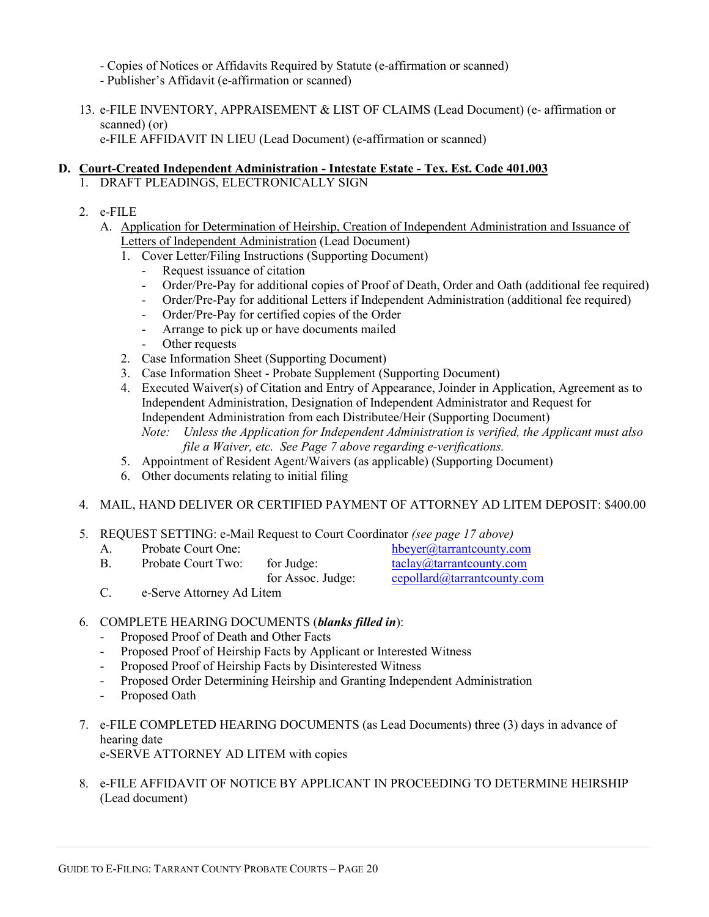- Copies of Notices or Affidavits Required by Statute (e-affirmation or scanned)
- Publisher's Affidavit (e-affirmation or scanned)

13. e-FILE INVENTORY, APPRAISEMENT & LIST OF CLAIMS (Lead Document) (e- affirmation or scanned) (or)
    e-FILE AFFIDAVIT IN LIEU (Lead Document) (e-affirmation or scanned)

**D. <u>Court-Created Independent Administration - Intestate Estate - Tex. Est. Code 401.003</u>**

1. DRAFT PLEADINGS, ELECTRONICALLY SIGN

2. e-FILE
   A. <u>Application for Determination of Heirship, Creation of Independent Administration and Issuance of Letters of Independent Administration</u> (Lead Document)
      1. Cover Letter/Filing Instructions (Supporting Document)
         - Request issuance of citation
         - Order/Pre-Pay for additional copies of Proof of Death, Order and Oath (additional fee required)
         - Order/Pre-Pay for additional Letters if Independent Administration (additional fee required)
         - Order/Pre-Pay for certified copies of the Order
         - Arrange to pick up or have documents mailed
         - Other requests
      2. Case Information Sheet (Supporting Document)
      3. Case Information Sheet - Probate Supplement (Supporting Document)
      4. Executed Waiver(s) of Citation and Entry of Appearance, Joinder in Application, Agreement as to Independent Administration, Designation of Independent Administrator and Request for Independent Administration from each Distributee/Heir (Supporting Document)
         *Note: Unless the Application for Independent Administration is verified, the Applicant must also file a Waiver, etc. See Page 7 above regarding e-verifications.*
      5. Appointment of Resident Agent/Waivers (as applicable) (Supporting Document)
      6. Other documents relating to initial filing

4. MAIL, HAND DELIVER OR CERTIFIED PAYMENT OF ATTORNEY AD LITEM DEPOSIT: $400.00

5. REQUEST SETTING: e-Mail Request to Court Coordinator *(see page 17 above)*
   A. Probate Court One: hbeyer@tarrantcounty.com
   B. Probate Court Two: for Judge: taclay@tarrantcounty.com
      for Assoc. Judge: cepollard@tarrantcounty.com
   C. e-Serve Attorney Ad Litem

6. COMPLETE HEARING DOCUMENTS (***blanks filled in***):
   - Proposed Proof of Death and Other Facts
   - Proposed Proof of Heirship Facts by Applicant or Interested Witness
   - Proposed Proof of Heirship Facts by Disinterested Witness
   - Proposed Order Determining Heirship and Granting Independent Administration
   - Proposed Oath

7. e-FILE COMPLETED HEARING DOCUMENTS (as Lead Documents) three (3) days in advance of hearing date
   e-SERVE ATTORNEY AD LITEM with copies

8. e-FILE AFFIDAVIT OF NOTICE BY APPLICANT IN PROCEEDING TO DETERMINE HEIRSHIP (Lead document)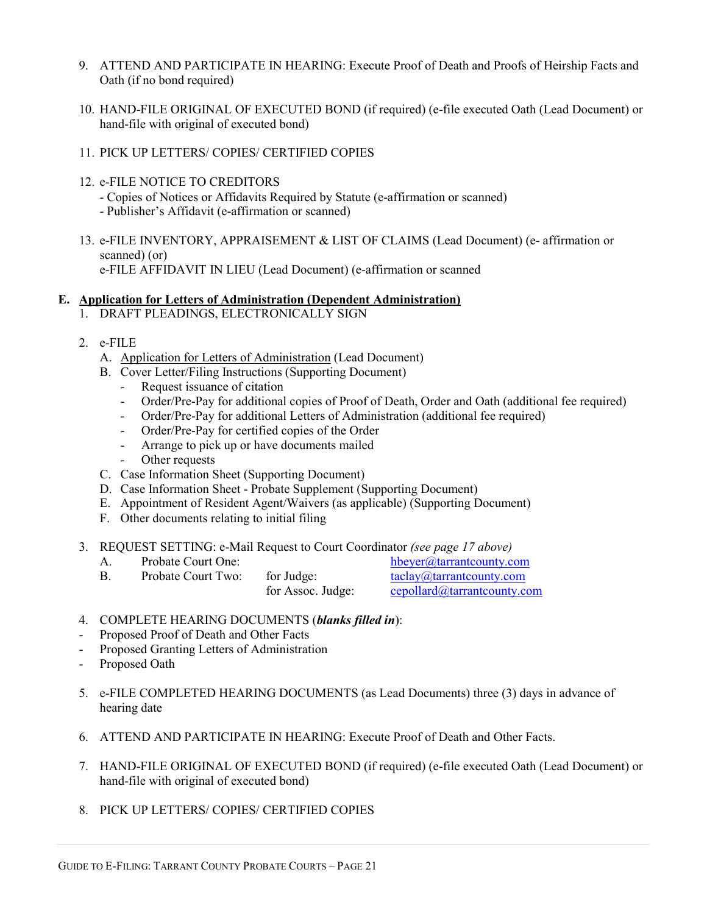9. ATTEND AND PARTICIPATE IN HEARING: Execute Proof of Death and Proofs of Heirship Facts and Oath (if no bond required)

10. HAND-FILE ORIGINAL OF EXECUTED BOND (if required) (e-file executed Oath (Lead Document) or hand-file with original of executed bond)

11. PICK UP LETTERS/ COPIES/ CERTIFIED COPIES

12. e-FILE NOTICE TO CREDITORS
    - Copies of Notices or Affidavits Required by Statute (e-affirmation or scanned)
    - Publisher's Affidavit (e-affirmation or scanned)

13. e-FILE INVENTORY, APPRAISEMENT & LIST OF CLAIMS (Lead Document) (e- affirmation or scanned) (or)
    e-FILE AFFIDAVIT IN LIEU (Lead Document) (e-affirmation or scanned

**E. <u>Application for Letters of Administration (Dependent Administration)</u>**

1. DRAFT PLEADINGS, ELECTRONICALLY SIGN

2. e-FILE
   A. <u>Application for Letters of Administration</u> (Lead Document)
   B. Cover Letter/Filing Instructions (Supporting Document)
      - Request issuance of citation
      - Order/Pre-Pay for additional copies of Proof of Death, Order and Oath (additional fee required)
      - Order/Pre-Pay for additional Letters of Administration (additional fee required)
      - Order/Pre-Pay for certified copies of the Order
      - Arrange to pick up or have documents mailed
      - Other requests
   C. Case Information Sheet (Supporting Document)
   D. Case Information Sheet - Probate Supplement (Supporting Document)
   E. Appointment of Resident Agent/Waivers (as applicable) (Supporting Document)
   F. Other documents relating to initial filing

3. REQUEST SETTING: e-Mail Request to Court Coordinator *(see page 17 above)*

| | | | |
|---|---|---|---|
| A. | Probate Court One: | | hbeyer@tarrantcounty.com |
| B. | Probate Court Two: | for Judge: | taclay@tarrantcounty.com |
| | | for Assoc. Judge: | cepollard@tarrantcounty.com |

4. COMPLETE HEARING DOCUMENTS (***blanks filled in***):
   - Proposed Proof of Death and Other Facts
   - Proposed Granting Letters of Administration
   - Proposed Oath

5. e-FILE COMPLETED HEARING DOCUMENTS (as Lead Documents) three (3) days in advance of hearing date

6. ATTEND AND PARTICIPATE IN HEARING: Execute Proof of Death and Other Facts.

7. HAND-FILE ORIGINAL OF EXECUTED BOND (if required) (e-file executed Oath (Lead Document) or hand-file with original of executed bond)

8. PICK UP LETTERS/ COPIES/ CERTIFIED COPIES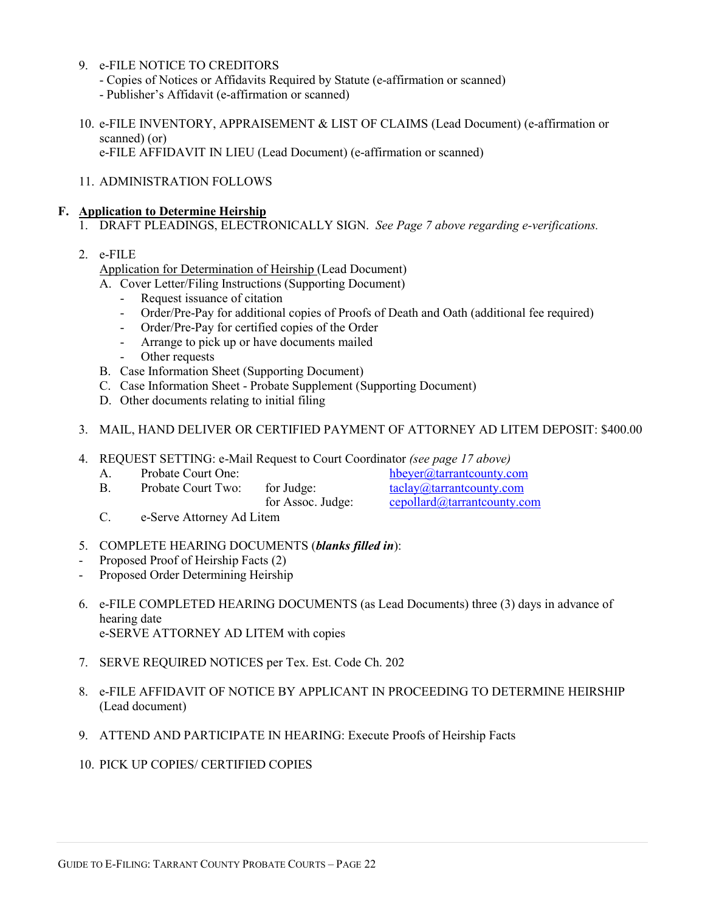9. e-FILE NOTICE TO CREDITORS
   - Copies of Notices or Affidavits Required by Statute (e-affirmation or scanned)
   - Publisher's Affidavit (e-affirmation or scanned)

10. e-FILE INVENTORY, APPRAISEMENT & LIST OF CLAIMS (Lead Document) (e-affirmation or scanned) (or)
    e-FILE AFFIDAVIT IN LIEU (Lead Document) (e-affirmation or scanned)

11. ADMINISTRATION FOLLOWS

**F. <u>Application to Determine Heirship</u>**

1. DRAFT PLEADINGS, ELECTRONICALLY SIGN. *See Page 7 above regarding e-verifications.*

2. e-FILE
   <u>Application for Determination of Heirship</u> (Lead Document)
   A. Cover Letter/Filing Instructions (Supporting Document)
      - Request issuance of citation
      - Order/Pre-Pay for additional copies of Proofs of Death and Oath (additional fee required)
      - Order/Pre-Pay for certified copies of the Order
      - Arrange to pick up or have documents mailed
      - Other requests
   B. Case Information Sheet (Supporting Document)
   C. Case Information Sheet - Probate Supplement (Supporting Document)
   D. Other documents relating to initial filing

3. MAIL, HAND DELIVER OR CERTIFIED PAYMENT OF ATTORNEY AD LITEM DEPOSIT: $400.00

4. REQUEST SETTING: e-Mail Request to Court Coordinator *(see page 17 above)*
   A. Probate Court One: hbeyer@tarrantcounty.com
   B. Probate Court Two: for Judge: taclay@tarrantcounty.com
      for Assoc. Judge: cepollard@tarrantcounty.com
   C. e-Serve Attorney Ad Litem

5. COMPLETE HEARING DOCUMENTS (***blanks filled in***):
   - Proposed Proof of Heirship Facts (2)
   - Proposed Order Determining Heirship

6. e-FILE COMPLETED HEARING DOCUMENTS (as Lead Documents) three (3) days in advance of hearing date
   e-SERVE ATTORNEY AD LITEM with copies

7. SERVE REQUIRED NOTICES per Tex. Est. Code Ch. 202

8. e-FILE AFFIDAVIT OF NOTICE BY APPLICANT IN PROCEEDING TO DETERMINE HEIRSHIP (Lead document)

9. ATTEND AND PARTICIPATE IN HEARING: Execute Proofs of Heirship Facts

10. PICK UP COPIES/ CERTIFIED COPIES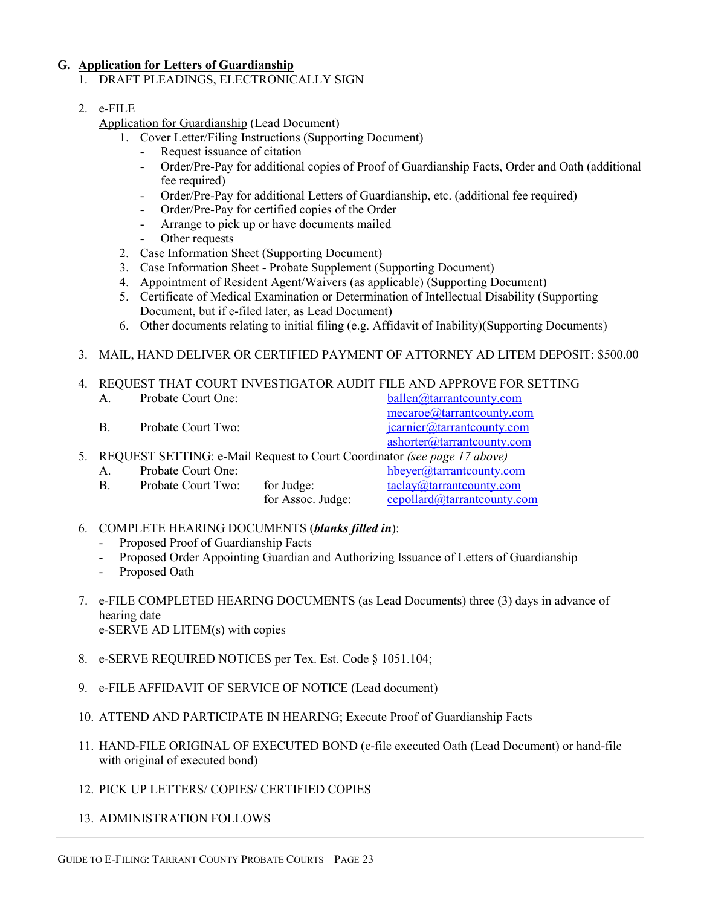## G. <u>Application for Letters of Guardianship</u>

1. DRAFT PLEADINGS, ELECTRONICALLY SIGN

2. e-FILE

   <u>Application for Guardianship</u> (Lead Document)

   1. Cover Letter/Filing Instructions (Supporting Document)
      - Request issuance of citation
      - Order/Pre-Pay for additional copies of Proof of Guardianship Facts, Order and Oath (additional fee required)
      - Order/Pre-Pay for additional Letters of Guardianship, etc. (additional fee required)
      - Order/Pre-Pay for certified copies of the Order
      - Arrange to pick up or have documents mailed
      - Other requests
   2. Case Information Sheet (Supporting Document)
   3. Case Information Sheet - Probate Supplement (Supporting Document)
   4. Appointment of Resident Agent/Waivers (as applicable) (Supporting Document)
   5. Certificate of Medical Examination or Determination of Intellectual Disability (Supporting Document, but if e-filed later, as Lead Document)
   6. Other documents relating to initial filing (e.g. Affidavit of Inability)(Supporting Documents)

3. MAIL, HAND DELIVER OR CERTIFIED PAYMENT OF ATTORNEY AD LITEM DEPOSIT: $500.00

4. REQUEST THAT COURT INVESTIGATOR AUDIT FILE AND APPROVE FOR SETTING

   A. Probate Court One: ballen@tarrantcounty.com, mecaroe@tarrantcounty.com

   B. Probate Court Two: jcarnier@tarrantcounty.com, ashorter@tarrantcounty.com

5. REQUEST SETTING: e-Mail Request to Court Coordinator *(see page 17 above)*

   A. Probate Court One: hbeyer@tarrantcounty.com

   B. Probate Court Two: for Judge: taclay@tarrantcounty.com; for Assoc. Judge: cepollard@tarrantcounty.com

6. COMPLETE HEARING DOCUMENTS (***blanks filled in***):
   - Proposed Proof of Guardianship Facts
   - Proposed Order Appointing Guardian and Authorizing Issuance of Letters of Guardianship
   - Proposed Oath

7. e-FILE COMPLETED HEARING DOCUMENTS (as Lead Documents) three (3) days in advance of hearing date

   e-SERVE AD LITEM(s) with copies

8. e-SERVE REQUIRED NOTICES per Tex. Est. Code § 1051.104;

9. e-FILE AFFIDAVIT OF SERVICE OF NOTICE (Lead document)

10. ATTEND AND PARTICIPATE IN HEARING; Execute Proof of Guardianship Facts

11. HAND-FILE ORIGINAL OF EXECUTED BOND (e-file executed Oath (Lead Document) or hand-file with original of executed bond)

12. PICK UP LETTERS/ COPIES/ CERTIFIED COPIES

13. ADMINISTRATION FOLLOWS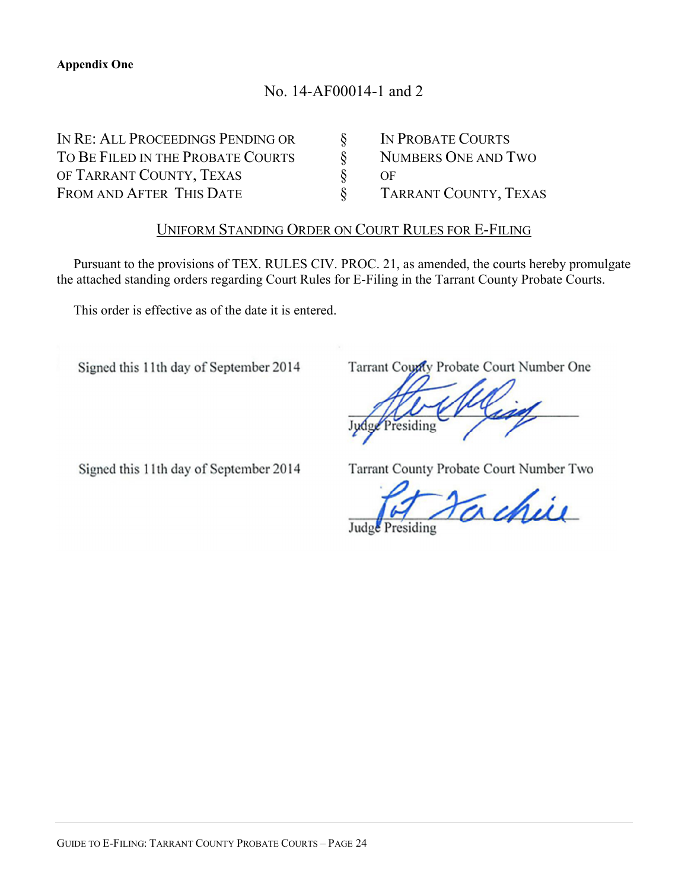**Appendix One**

No. 14-AF00014-1 and 2

| | | |
|---|---|---|
| IN RE: ALL PROCEEDINGS PENDING OR | § | IN PROBATE COURTS |
| TO BE FILED IN THE PROBATE COURTS | § | NUMBERS ONE AND TWO |
| OF TARRANT COUNTY, TEXAS | § | OF |
| FROM AND AFTER THIS DATE | § | TARRANT COUNTY, TEXAS |

UNIFORM STANDING ORDER ON COURT RULES FOR E-FILING

Pursuant to the provisions of TEX. RULES CIV. PROC. 21, as amended, the courts hereby promulgate the attached standing orders regarding Court Rules for E-Filing in the Tarrant County Probate Courts.

This order is effective as of the date it is entered.

Signed this 11th day of September 2014

Tarrant County Probate Court Number One

\_\_\_\_\_\_\_\_\_\_\_\_\_\_\_\_\_\_\_\_\_\_\_\_\_\_\_\_

Judge Presiding

Signed this 11th day of September 2014

Tarrant County Probate Court Number Two

\_\_\_\_\_\_\_\_\_\_\_\_\_\_\_\_\_\_\_\_\_\_\_\_\_\_\_\_

Judge Presiding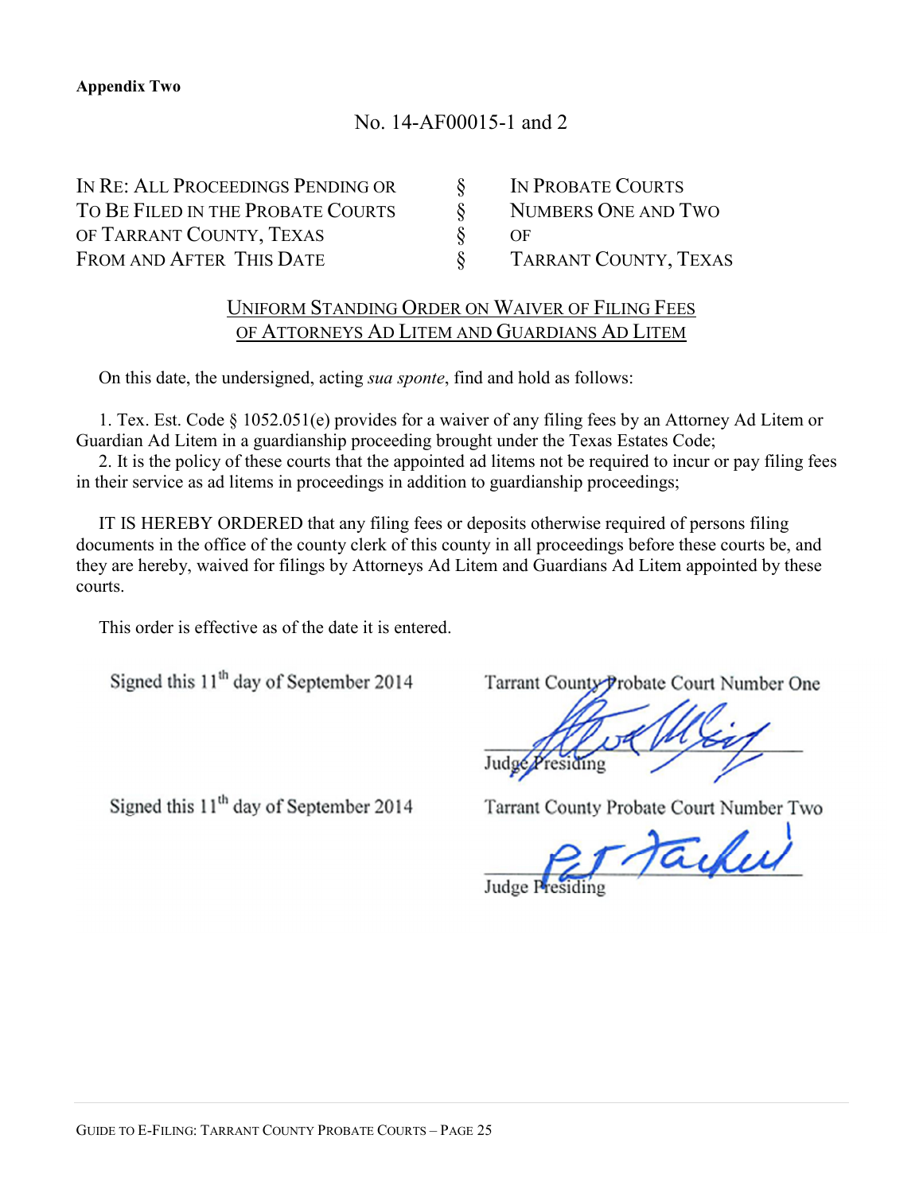**Appendix Two**

No. 14-AF00015-1 and 2

| IN RE: ALL PROCEEDINGS PENDING OR TO BE FILED IN THE PROBATE COURTS OF TARRANT COUNTY, TEXAS FROM AND AFTER THIS DATE | § § § § | IN PROBATE COURTS NUMBERS ONE AND TWO OF TARRANT COUNTY, TEXAS |
|---|---|---|

UNIFORM STANDING ORDER ON WAIVER OF FILING FEES OF ATTORNEYS AD LITEM AND GUARDIANS AD LITEM

On this date, the undersigned, acting *sua sponte*, find and hold as follows:

1. Tex. Est. Code § 1052.051(e) provides for a waiver of any filing fees by an Attorney Ad Litem or Guardian Ad Litem in a guardianship proceeding brought under the Texas Estates Code;

2. It is the policy of these courts that the appointed ad litems not be required to incur or pay filing fees in their service as ad litems in proceedings in addition to guardianship proceedings;

IT IS HEREBY ORDERED that any filing fees or deposits otherwise required of persons filing documents in the office of the county clerk of this county in all proceedings before these courts be, and they are hereby, waived for filings by Attorneys Ad Litem and Guardians Ad Litem appointed by these courts.

This order is effective as of the date it is entered.

Signed this 11th day of September 2014

Tarrant County Probate Court Number One

_______________________
Judge Presiding

Signed this 11th day of September 2014

Tarrant County Probate Court Number Two

_______________________
Judge Presiding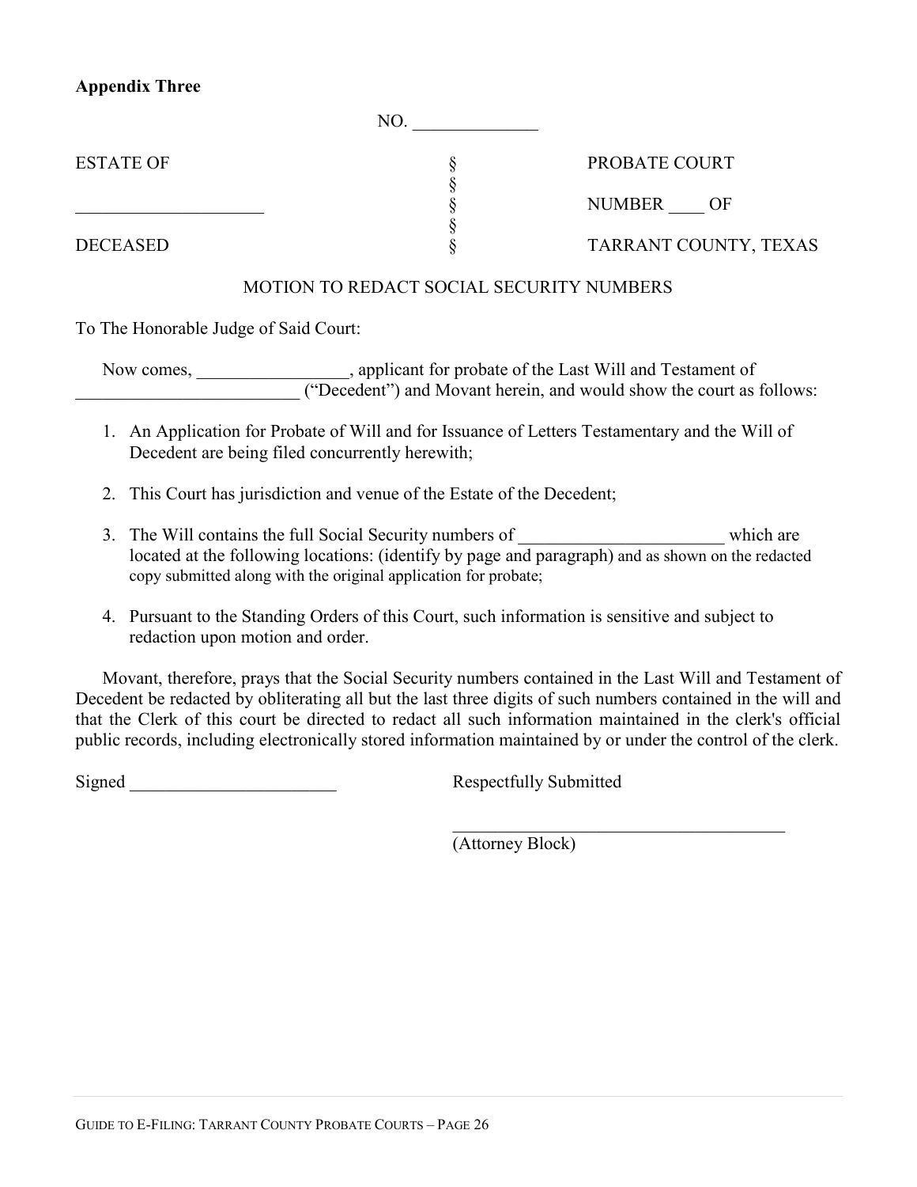**Appendix Three**

NO. ______________

| ESTATE OF | § | PROBATE COURT |
|---|---|---|
| | § | |
| _____________________ | § | NUMBER ____ OF |
| | § | |
| DECEASED | § | TARRANT COUNTY, TEXAS |

MOTION TO REDACT SOCIAL SECURITY NUMBERS

To The Honorable Judge of Said Court:

Now comes, _________________, applicant for probate of the Last Will and Testament of _________________________ ("Decedent") and Movant herein, and would show the court as follows:

1. An Application for Probate of Will and for Issuance of Letters Testamentary and the Will of Decedent are being filed concurrently herewith;

2. This Court has jurisdiction and venue of the Estate of the Decedent;

3. The Will contains the full Social Security numbers of _______________________ which are located at the following locations: (identify by page and paragraph) and as shown on the redacted copy submitted along with the original application for probate;

4. Pursuant to the Standing Orders of this Court, such information is sensitive and subject to redaction upon motion and order.

Movant, therefore, prays that the Social Security numbers contained in the Last Will and Testament of Decedent be redacted by obliterating all but the last three digits of such numbers contained in the will and that the Clerk of this court be directed to redact all such information maintained in the clerk's official public records, including electronically stored information maintained by or under the control of the clerk.

Signed _______________________ Respectfully Submitted

_____________________________________

(Attorney Block)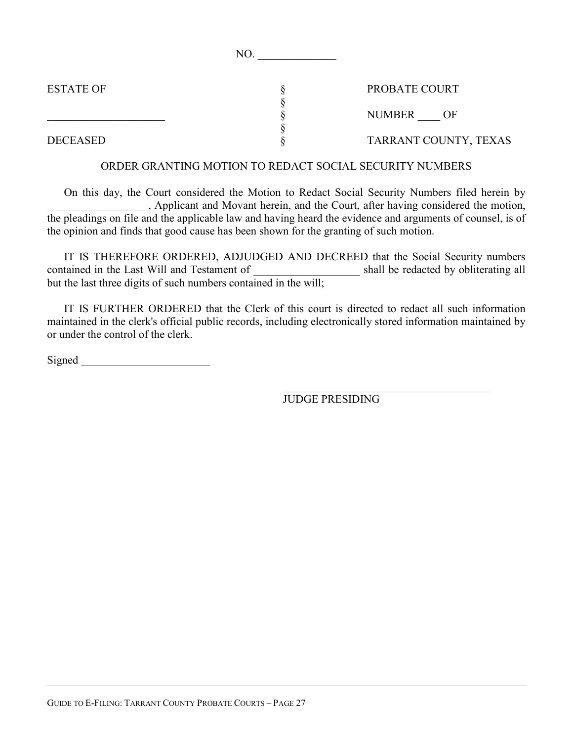NO. ______________

| ESTATE OF | § | PROBATE COURT |
|---|---|---|
| | § | |
| _____________________ | § | NUMBER ____ OF |
| | § | |
| DECEASED | § | TARRANT COUNTY, TEXAS |

ORDER GRANTING MOTION TO REDACT SOCIAL SECURITY NUMBERS

On this day, the Court considered the Motion to Redact Social Security Numbers filed herein by __________________, Applicant and Movant herein, and the Court, after having considered the motion, the pleadings on file and the applicable law and having heard the evidence and arguments of counsel, is of the opinion and finds that good cause has been shown for the granting of such motion.

IT IS THEREFORE ORDERED, ADJUDGED AND DECREED that the Social Security numbers contained in the Last Will and Testament of ___________________ shall be redacted by obliterating all but the last three digits of such numbers contained in the will;

IT IS FURTHER ORDERED that the Clerk of this court is directed to redact all such information maintained in the clerk's official public records, including electronically stored information maintained by or under the control of the clerk.

Signed _______________________

_______________________________________
JUDGE PRESIDING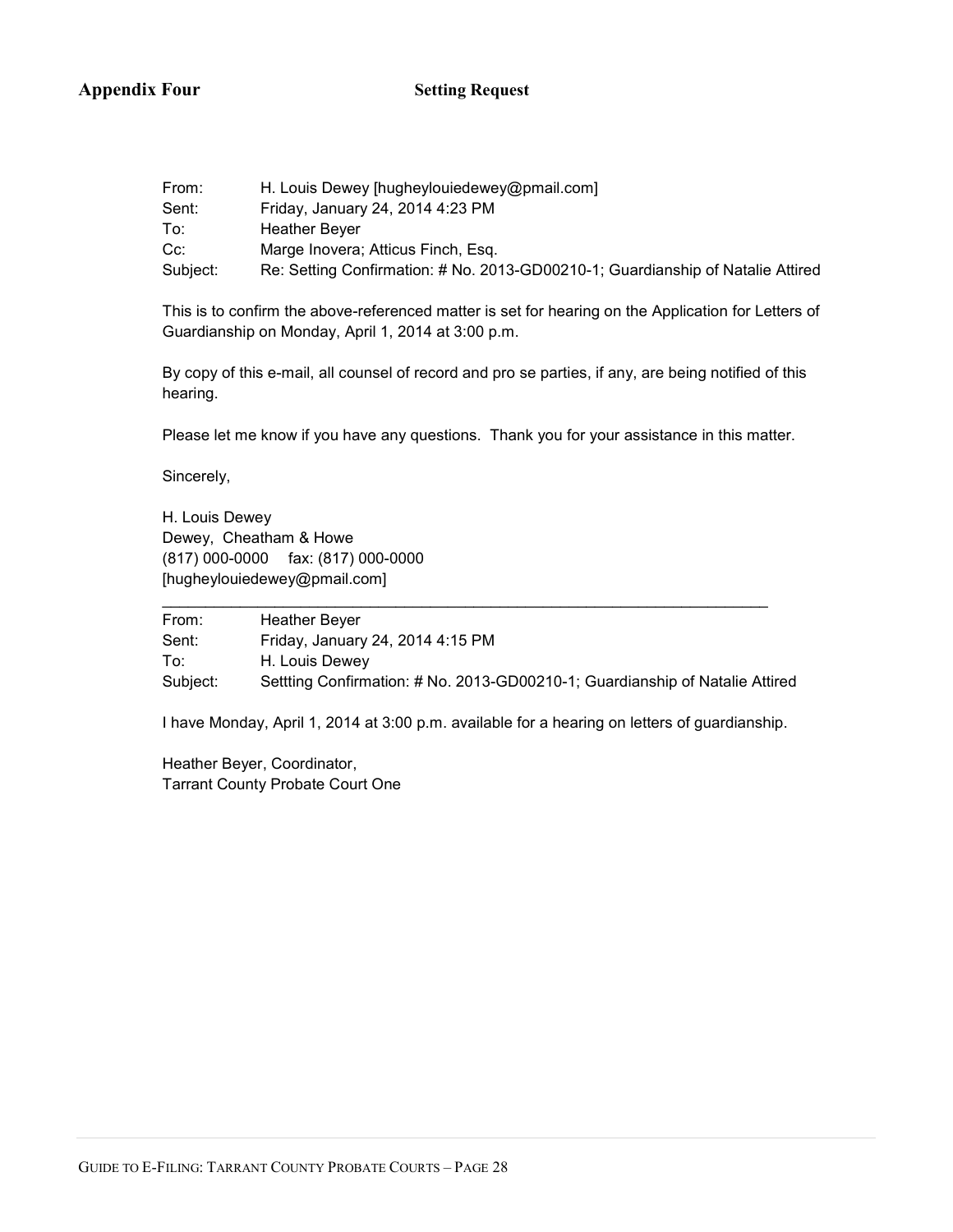**Appendix Four** **Setting Request**

From: H. Louis Dewey [hugheylouiedewey@pmail.com]
Sent: Friday, January 24, 2014 4:23 PM
To: Heather Beyer
Cc: Marge Inovera; Atticus Finch, Esq.
Subject: Re: Setting Confirmation: # No. 2013-GD00210-1; Guardianship of Natalie Attired

This is to confirm the above-referenced matter is set for hearing on the Application for Letters of Guardianship on Monday, April 1, 2014 at 3:00 p.m.

By copy of this e-mail, all counsel of record and pro se parties, if any, are being notified of this hearing.

Please let me know if you have any questions. Thank you for your assistance in this matter.

Sincerely,

H. Louis Dewey
Dewey, Cheatham & Howe
(817) 000-0000 fax: (817) 000-0000
[hugheylouiedewey@pmail.com]

---

From: Heather Beyer
Sent: Friday, January 24, 2014 4:15 PM
To: H. Louis Dewey
Subject: Settting Confirmation: # No. 2013-GD00210-1; Guardianship of Natalie Attired

I have Monday, April 1, 2014 at 3:00 p.m. available for a hearing on letters of guardianship.

Heather Beyer, Coordinator,
Tarrant County Probate Court One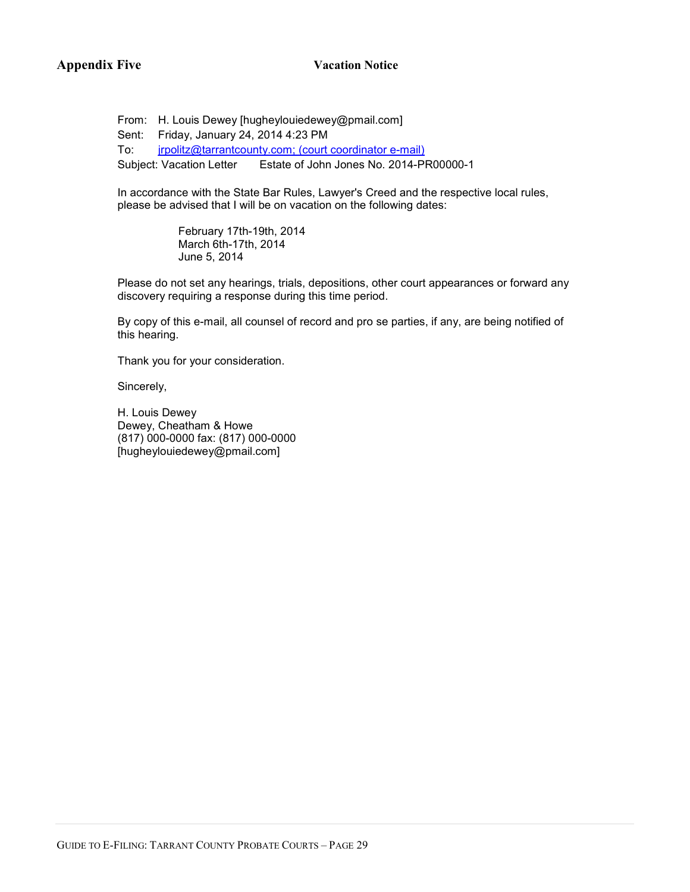## Appendix Five — Vacation Notice

From: H. Louis Dewey [hugheylouiedewey@pmail.com]
Sent: Friday, January 24, 2014 4:23 PM
To: jrpolitz@tarrantcounty.com; (court coordinator e-mail)
Subject: Vacation Letter Estate of John Jones No. 2014-PR00000-1

In accordance with the State Bar Rules, Lawyer's Creed and the respective local rules, please be advised that I will be on vacation on the following dates:

February 17th-19th, 2014
March 6th-17th, 2014
June 5, 2014

Please do not set any hearings, trials, depositions, other court appearances or forward any discovery requiring a response during this time period.

By copy of this e-mail, all counsel of record and pro se parties, if any, are being notified of this hearing.

Thank you for your consideration.

Sincerely,

H. Louis Dewey
Dewey, Cheatham & Howe
(817) 000-0000 fax: (817) 000-0000
[hugheylouiedewey@pmail.com]